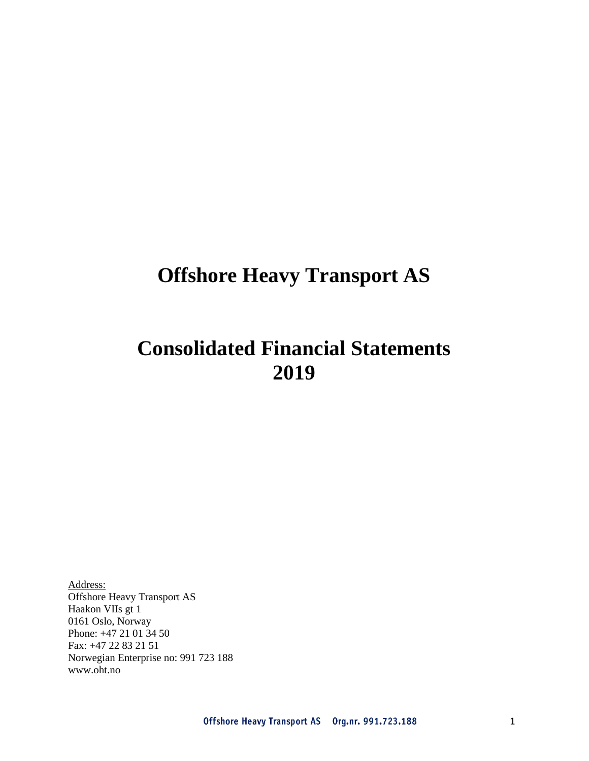# Offshore Heavy Transport AS

# Consolidated Financial Statements 2019

Address:
Offshore Heavy Transport AS
Haakon VIIs gt 1
0161 Oslo, Norway
Phone: +47 21 01 34 50
Fax: +47 22 83 21 51
Norwegian Enterprise no: 991 723 188
www.oht.no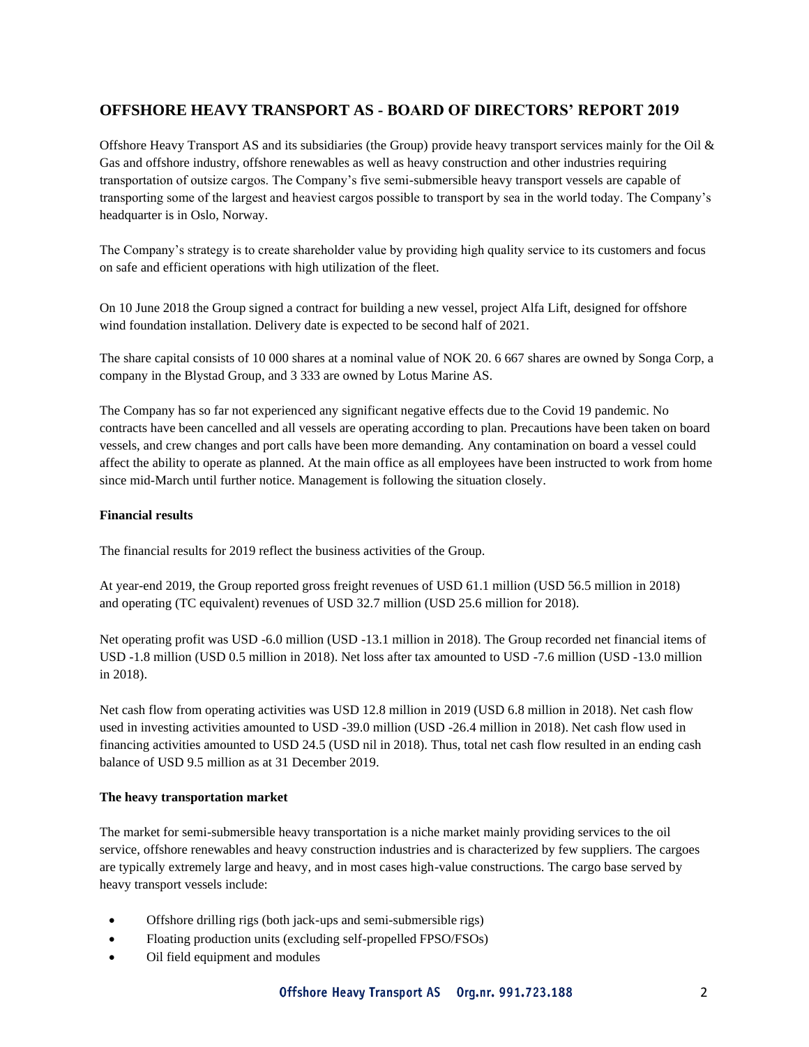## OFFSHORE HEAVY TRANSPORT AS - BOARD OF DIRECTORS' REPORT 2019

Offshore Heavy Transport AS and its subsidiaries (the Group) provide heavy transport services mainly for the Oil & Gas and offshore industry, offshore renewables as well as heavy construction and other industries requiring transportation of outsize cargos. The Company's five semi-submersible heavy transport vessels are capable of transporting some of the largest and heaviest cargos possible to transport by sea in the world today. The Company's headquarter is in Oslo, Norway.

The Company's strategy is to create shareholder value by providing high quality service to its customers and focus on safe and efficient operations with high utilization of the fleet.

On 10 June 2018 the Group signed a contract for building a new vessel, project Alfa Lift, designed for offshore wind foundation installation. Delivery date is expected to be second half of 2021.

The share capital consists of 10 000 shares at a nominal value of NOK 20. 6 667 shares are owned by Songa Corp, a company in the Blystad Group, and 3 333 are owned by Lotus Marine AS.

The Company has so far not experienced any significant negative effects due to the Covid 19 pandemic. No contracts have been cancelled and all vessels are operating according to plan. Precautions have been taken on board vessels, and crew changes and port calls have been more demanding. Any contamination on board a vessel could affect the ability to operate as planned. At the main office as all employees have been instructed to work from home since mid-March until further notice. Management is following the situation closely.

**Financial results**

The financial results for 2019 reflect the business activities of the Group.

At year-end 2019, the Group reported gross freight revenues of USD 61.1 million (USD 56.5 million in 2018) and operating (TC equivalent) revenues of USD 32.7 million (USD 25.6 million for 2018).

Net operating profit was USD -6.0 million (USD -13.1 million in 2018). The Group recorded net financial items of USD -1.8 million (USD 0.5 million in 2018). Net loss after tax amounted to USD -7.6 million (USD -13.0 million in 2018).

Net cash flow from operating activities was USD 12.8 million in 2019 (USD 6.8 million in 2018). Net cash flow used in investing activities amounted to USD -39.0 million (USD -26.4 million in 2018). Net cash flow used in financing activities amounted to USD 24.5 (USD nil in 2018). Thus, total net cash flow resulted in an ending cash balance of USD 9.5 million as at 31 December 2019.

**The heavy transportation market**

The market for semi-submersible heavy transportation is a niche market mainly providing services to the oil service, offshore renewables and heavy construction industries and is characterized by few suppliers. The cargoes are typically extremely large and heavy, and in most cases high-value constructions. The cargo base served by heavy transport vessels include:

- Offshore drilling rigs (both jack-ups and semi-submersible rigs)
- Floating production units (excluding self-propelled FPSO/FSOs)
- Oil field equipment and modules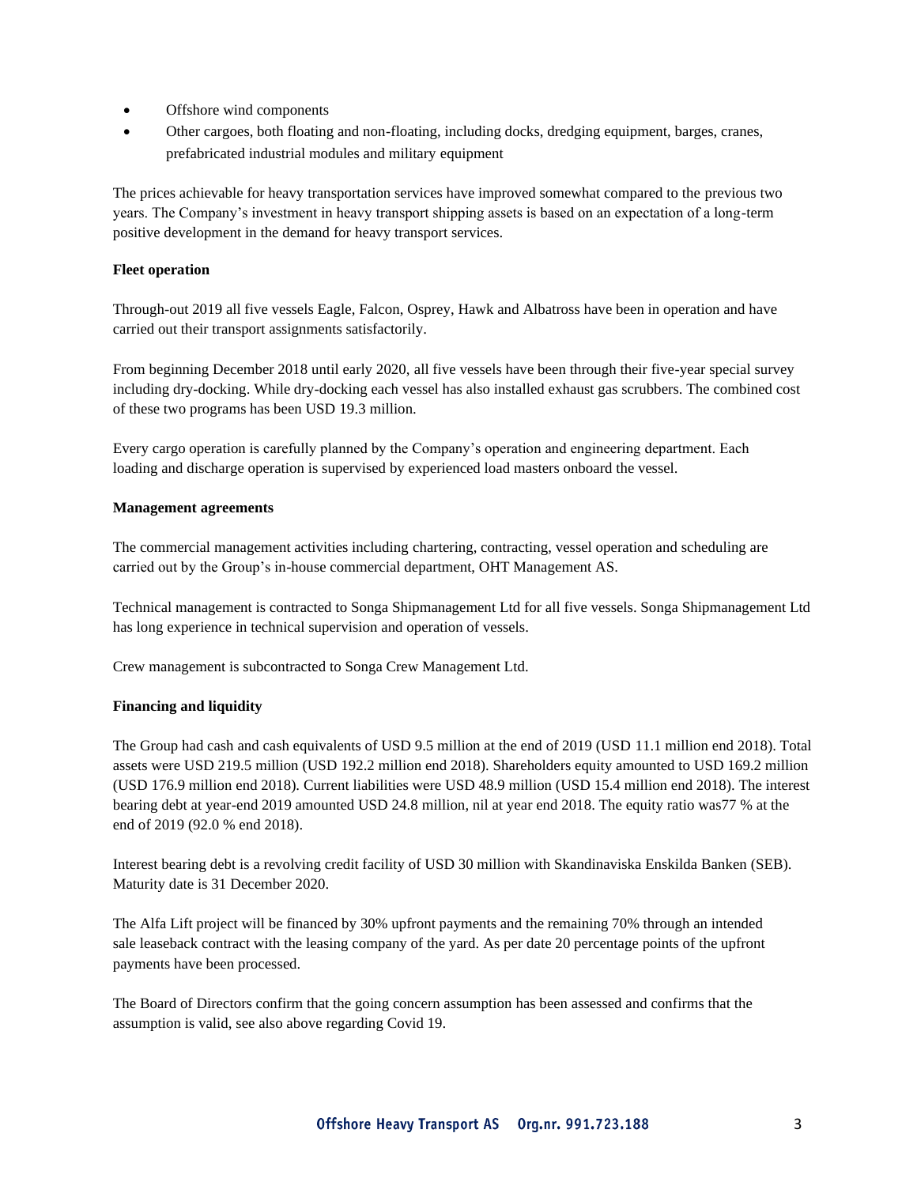- Offshore wind components
- Other cargoes, both floating and non-floating, including docks, dredging equipment, barges, cranes, prefabricated industrial modules and military equipment

The prices achievable for heavy transportation services have improved somewhat compared to the previous two years. The Company's investment in heavy transport shipping assets is based on an expectation of a long-term positive development in the demand for heavy transport services.

**Fleet operation**

Through-out 2019 all five vessels Eagle, Falcon, Osprey, Hawk and Albatross have been in operation and have carried out their transport assignments satisfactorily.

From beginning December 2018 until early 2020, all five vessels have been through their five-year special survey including dry-docking. While dry-docking each vessel has also installed exhaust gas scrubbers. The combined cost of these two programs has been USD 19.3 million.

Every cargo operation is carefully planned by the Company's operation and engineering department. Each loading and discharge operation is supervised by experienced load masters onboard the vessel.

**Management agreements**

The commercial management activities including chartering, contracting, vessel operation and scheduling are carried out by the Group's in-house commercial department, OHT Management AS.

Technical management is contracted to Songa Shipmanagement Ltd for all five vessels. Songa Shipmanagement Ltd has long experience in technical supervision and operation of vessels.

Crew management is subcontracted to Songa Crew Management Ltd.

**Financing and liquidity**

The Group had cash and cash equivalents of USD 9.5 million at the end of 2019 (USD 11.1 million end 2018). Total assets were USD 219.5 million (USD 192.2 million end 2018). Shareholders equity amounted to USD 169.2 million (USD 176.9 million end 2018). Current liabilities were USD 48.9 million (USD 15.4 million end 2018). The interest bearing debt at year-end 2019 amounted USD 24.8 million, nil at year end 2018. The equity ratio was77 % at the end of 2019 (92.0 % end 2018).

Interest bearing debt is a revolving credit facility of USD 30 million with Skandinaviska Enskilda Banken (SEB). Maturity date is 31 December 2020.

The Alfa Lift project will be financed by 30% upfront payments and the remaining 70% through an intended sale leaseback contract with the leasing company of the yard. As per date 20 percentage points of the upfront payments have been processed.

The Board of Directors confirm that the going concern assumption has been assessed and confirms that the assumption is valid, see also above regarding Covid 19.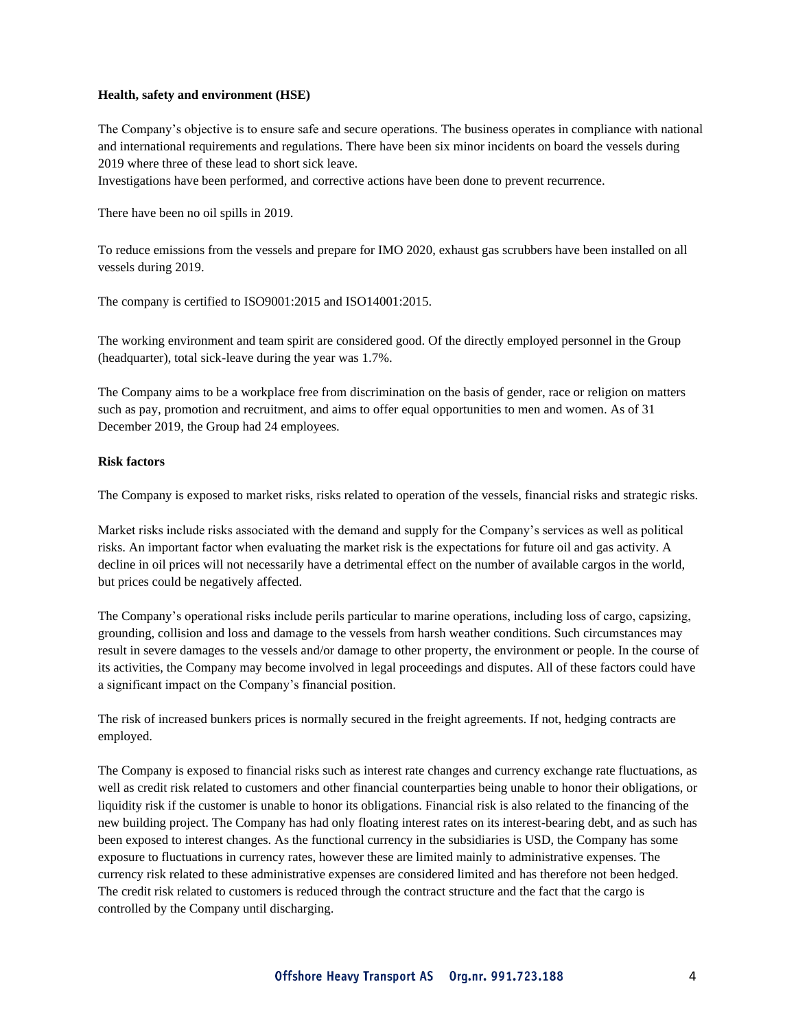**Health, safety and environment (HSE)**

The Company's objective is to ensure safe and secure operations. The business operates in compliance with national and international requirements and regulations. There have been six minor incidents on board the vessels during 2019 where three of these lead to short sick leave.
Investigations have been performed, and corrective actions have been done to prevent recurrence.

There have been no oil spills in 2019.

To reduce emissions from the vessels and prepare for IMO 2020, exhaust gas scrubbers have been installed on all vessels during 2019.

The company is certified to ISO9001:2015 and ISO14001:2015.

The working environment and team spirit are considered good. Of the directly employed personnel in the Group (headquarter), total sick-leave during the year was 1.7%.

The Company aims to be a workplace free from discrimination on the basis of gender, race or religion on matters such as pay, promotion and recruitment, and aims to offer equal opportunities to men and women. As of 31 December 2019, the Group had 24 employees.

**Risk factors**

The Company is exposed to market risks, risks related to operation of the vessels, financial risks and strategic risks.

Market risks include risks associated with the demand and supply for the Company's services as well as political risks. An important factor when evaluating the market risk is the expectations for future oil and gas activity. A decline in oil prices will not necessarily have a detrimental effect on the number of available cargos in the world, but prices could be negatively affected.

The Company's operational risks include perils particular to marine operations, including loss of cargo, capsizing, grounding, collision and loss and damage to the vessels from harsh weather conditions. Such circumstances may result in severe damages to the vessels and/or damage to other property, the environment or people. In the course of its activities, the Company may become involved in legal proceedings and disputes. All of these factors could have a significant impact on the Company's financial position.

The risk of increased bunkers prices is normally secured in the freight agreements. If not, hedging contracts are employed.

The Company is exposed to financial risks such as interest rate changes and currency exchange rate fluctuations, as well as credit risk related to customers and other financial counterparties being unable to honor their obligations, or liquidity risk if the customer is unable to honor its obligations. Financial risk is also related to the financing of the new building project. The Company has had only floating interest rates on its interest-bearing debt, and as such has been exposed to interest changes. As the functional currency in the subsidiaries is USD, the Company has some exposure to fluctuations in currency rates, however these are limited mainly to administrative expenses. The currency risk related to these administrative expenses are considered limited and has therefore not been hedged. The credit risk related to customers is reduced through the contract structure and the fact that the cargo is controlled by the Company until discharging.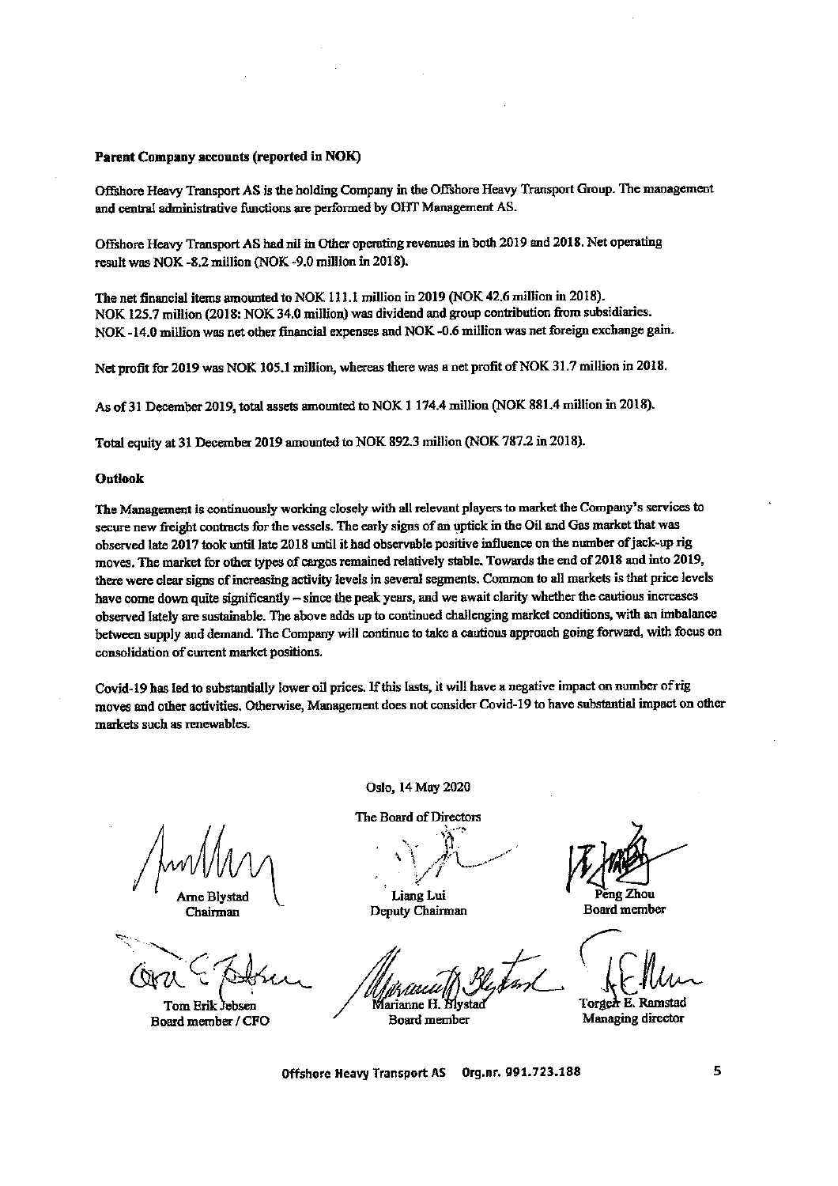**Parent Company accounts (reported in NOK)**

Offshore Heavy Transport AS is the holding Company in the Offshore Heavy Transport Group. The management and central administrative functions are performed by OHT Management AS.

Offshore Heavy Transport AS had nil in Other operating revenues in both 2019 and 2018. Net operating result was NOK -8.2 million (NOK -9.0 million in 2018).

The net financial items amounted to NOK 111.1 million in 2019 (NOK 42.6 million in 2018). NOK 125.7 million (2018: NOK 34.0 million) was dividend and group contribution from subsidiaries. NOK -14.0 million was net other financial expenses and NOK -0.6 million was net foreign exchange gain.

Net profit for 2019 was NOK 105.1 million, whereas there was a net profit of NOK 31.7 million in 2018.

As of 31 December 2019, total assets amounted to NOK 1 174.4 million (NOK 881.4 million in 2018).

Total equity at 31 December 2019 amounted to NOK 892.3 million (NOK 787.2 in 2018).

**Outlook**

The Management is continuously working closely with all relevant players to market the Company's services to secure new freight contracts for the vessels. The early signs of an uptick in the Oil and Gas market that was observed late 2017 took until late 2018 until it had observable positive influence on the number of jack-up rig moves. The market for other types of cargos remained relatively stable. Towards the end of 2018 and into 2019, there were clear signs of increasing activity levels in several segments. Common to all markets is that price levels have come down quite significantly – since the peak years, and we await clarity whether the cautious increases observed lately are sustainable. The above adds up to continued challenging market conditions, with an imbalance between supply and demand. The Company will continue to take a cautious approach going forward, with focus on consolidation of current market positions.

Covid-19 has led to substantially lower oil prices. If this lasts, it will have a negative impact on number of rig moves and other activities. Otherwise, Management does not consider Covid-19 to have substantial impact on other markets such as renewables.

Oslo, 14 May 2020

The Board of Directors

| | | |
|---|---|---|
| Arne Blystad<br>Chairman | Liang Lui<br>Deputy Chairman | Peng Zhou<br>Board member |
| Tom Erik Jebsen<br>Board member / CFO | Marianne H. Blystad<br>Board member | Torger E. Ramstad<br>Managing director |

Offshore Heavy Transport AS Org.nr. 991.723.188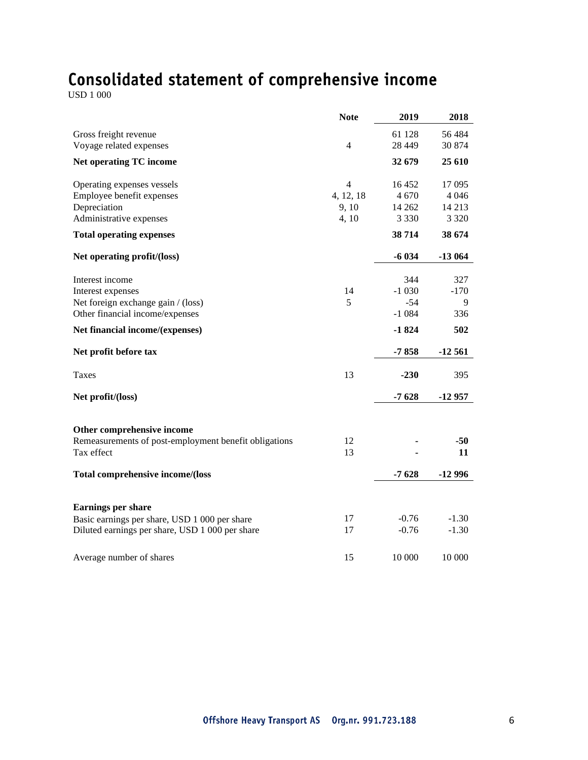# Consolidated statement of comprehensive income

USD 1 000

| | Note | 2019 | 2018 |
|---|---|---|---|
| Gross freight revenue | | 61 128 | 56 484 |
| Voyage related expenses | 4 | 28 449 | 30 874 |
| **Net operating TC income** | | **32 679** | **25 610** |
| Operating expenses vessels | 4 | 16 452 | 17 095 |
| Employee benefit expenses | 4, 12, 18 | 4 670 | 4 046 |
| Depreciation | 9, 10 | 14 262 | 14 213 |
| Administrative expenses | 4, 10 | 3 330 | 3 320 |
| **Total operating expenses** | | **38 714** | **38 674** |
| **Net operating profit/(loss)** | | **-6 034** | **-13 064** |
| Interest income | | 344 | 327 |
| Interest expenses | 14 | -1 030 | -170 |
| Net foreign exchange gain / (loss) | 5 | -54 | 9 |
| Other financial income/expenses | | -1 084 | 336 |
| **Net financial income/(expenses)** | | **-1 824** | **502** |
| **Net profit before tax** | | **-7 858** | **-12 561** |
| Taxes | 13 | **-230** | 395 |
| **Net profit/(loss)** | | **-7 628** | **-12 957** |
| **Other comprehensive income** | | | |
| Remeasurements of post-employment benefit obligations | 12 | **-** | **-50** |
| Tax effect | 13 | **-** | **11** |
| **Total comprehensive income/(loss** | | **-7 628** | **-12 996** |
| **Earnings per share** | | | |
| Basic earnings per share, USD 1 000 per share | 17 | -0.76 | -1.30 |
| Diluted earnings per share, USD 1 000 per share | 17 | -0.76 | -1.30 |
| Average number of shares | 15 | 10 000 | 10 000 |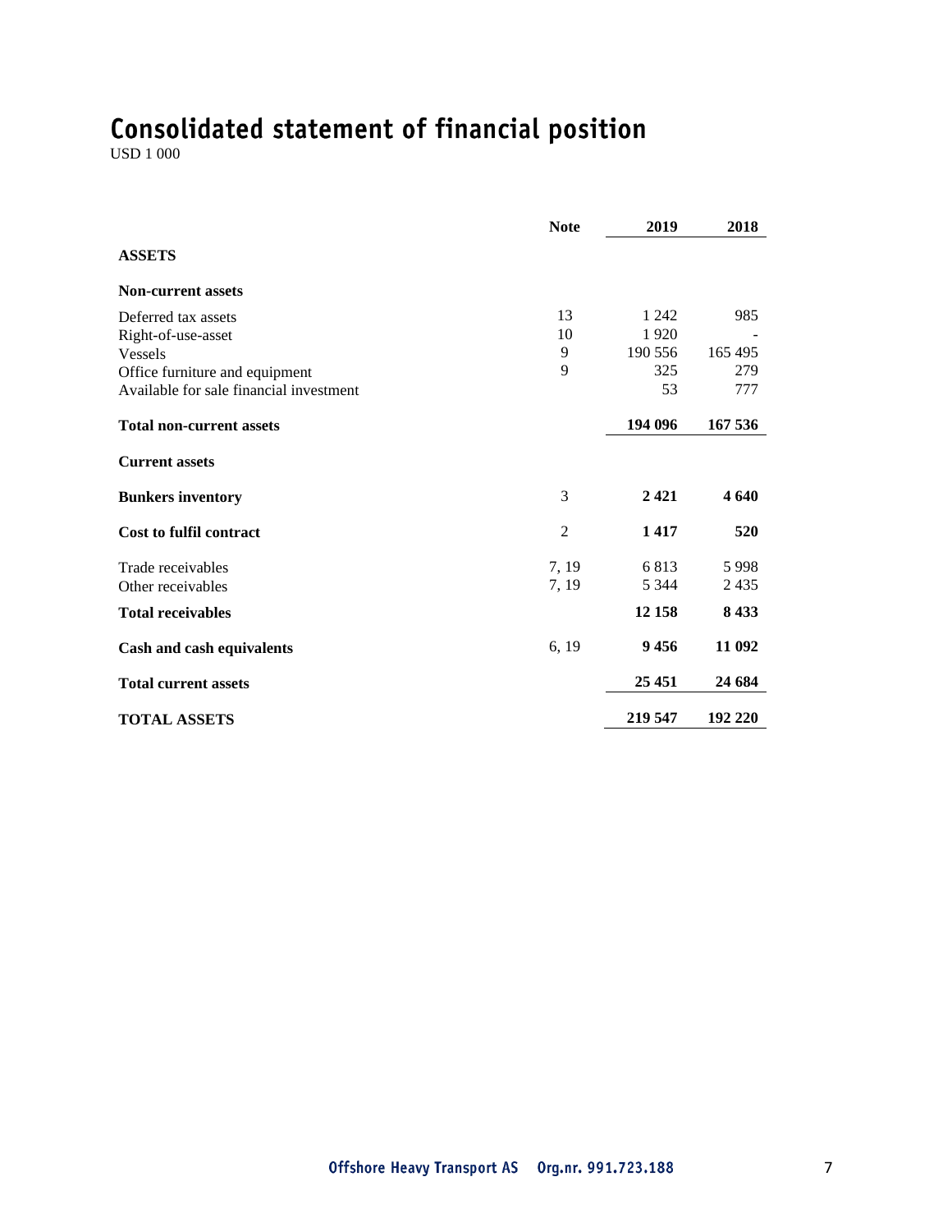# Consolidated statement of financial position

USD 1 000

| | Note | 2019 | 2018 |
|---|---|---|---|
| **ASSETS** | | | |
| **Non-current assets** | | | |
| Deferred tax assets | 13 | 1 242 | 985 |
| Right-of-use-asset | 10 | 1 920 | - |
| Vessels | 9 | 190 556 | 165 495 |
| Office furniture and equipment | 9 | 325 | 279 |
| Available for sale financial investment | | 53 | 777 |
| **Total non-current assets** | | **194 096** | **167 536** |
| **Current assets** | | | |
| **Bunkers inventory** | 3 | **2 421** | **4 640** |
| **Cost to fulfil contract** | 2 | **1 417** | **520** |
| Trade receivables | 7, 19 | 6 813 | 5 998 |
| Other receivables | 7, 19 | 5 344 | 2 435 |
| **Total receivables** | | **12 158** | **8 433** |
| **Cash and cash equivalents** | 6, 19 | **9 456** | **11 092** |
| **Total current assets** | | **25 451** | **24 684** |
| **TOTAL ASSETS** | | **219 547** | **192 220** |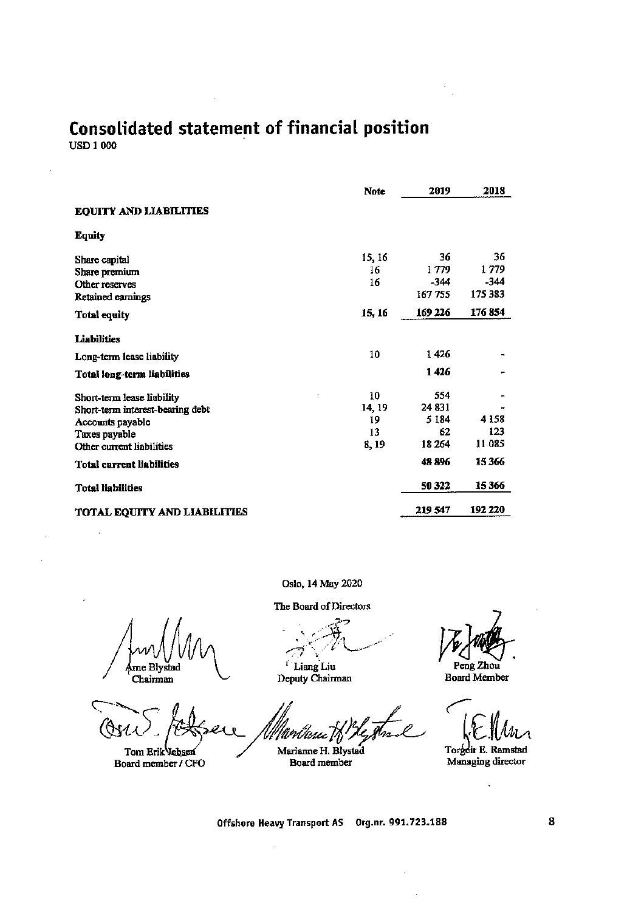# Consolidated statement of financial position

USD 1 000

| | Note | 2019 | 2018 |
|---|---|---|---|
| **EQUITY AND LIABILITIES** | | | |
| **Equity** | | | |
| Share capital | 15, 16 | 36 | 36 |
| Share premium | 16 | 1 779 | 1 779 |
| Other reserves | 16 | -344 | -344 |
| Retained earnings | | 167 755 | 175 383 |
| **Total equity** | **15, 16** | **169 226** | **176 854** |
| **Liabilities** | | | |
| Long-term lease liability | 10 | 1 426 | - |
| **Total long-term liabilities** | | **1 426** | **-** |
| Short-term lease liability | 10 | 554 | - |
| Short-term interest-bearing debt | 14, 19 | 24 831 | - |
| Accounts payable | 19 | 5 184 | 4 158 |
| Taxes payable | 13 | 62 | 123 |
| Other current liabilities | 8, 19 | 18 264 | 11 085 |
| **Total current liabilities** | | **48 896** | **15 366** |
| **Total liabilities** | | **50 322** | **15 366** |
| **TOTAL EQUITY AND LIABILITIES** | | **219 547** | **192 220** |

Oslo, 14 May 2020

The Board of Directors

Arne Blystad
Chairman

Liang Liu
Deputy Chairman

Peng Zhou
Board Member

Tom Erik Jebsen
Board member / CFO

Marianne H. Blystad
Board member

Torgeir E. Ramstad
Managing director

Offshore Heavy Transport AS Org.nr. 991.723.188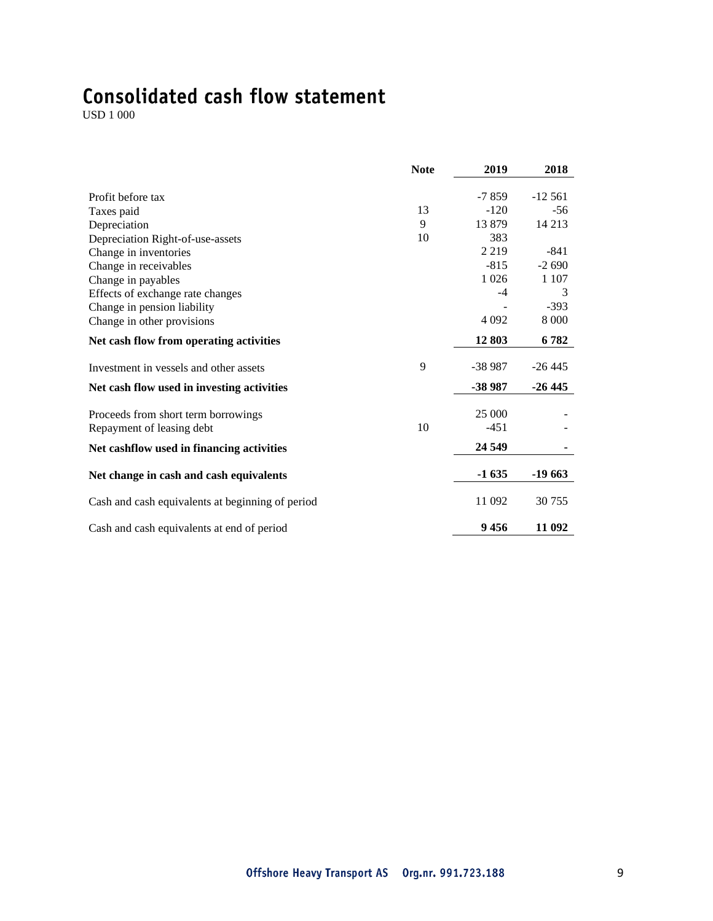# Consolidated cash flow statement

USD 1 000

|  | Note | 2019 | 2018 |
|---|---|---|---|
| Profit before tax |  | -7 859 | -12 561 |
| Taxes paid | 13 | -120 | -56 |
| Depreciation | 9 | 13 879 | 14 213 |
| Depreciation Right-of-use-assets | 10 | 383 |  |
| Change in inventories |  | 2 219 | -841 |
| Change in receivables |  | -815 | -2 690 |
| Change in payables |  | 1 026 | 1 107 |
| Effects of exchange rate changes |  | -4 | 3 |
| Change in pension liability |  | - | -393 |
| Change in other provisions |  | 4 092 | 8 000 |
| **Net cash flow from operating activities** |  | **12 803** | **6 782** |
| Investment in vessels and other assets | 9 | -38 987 | -26 445 |
| **Net cash flow used in investing activities** |  | **-38 987** | **-26 445** |
| Proceeds from short term borrowings |  | 25 000 | - |
| Repayment of leasing debt | 10 | -451 | - |
| **Net cashflow used in financing activities** |  | **24 549** | **-** |
| **Net change in cash and cash equivalents** |  | **-1 635** | **-19 663** |
| Cash and cash equivalents at beginning of period |  | 11 092 | 30 755 |
| Cash and cash equivalents at end of period |  | **9 456** | **11 092** |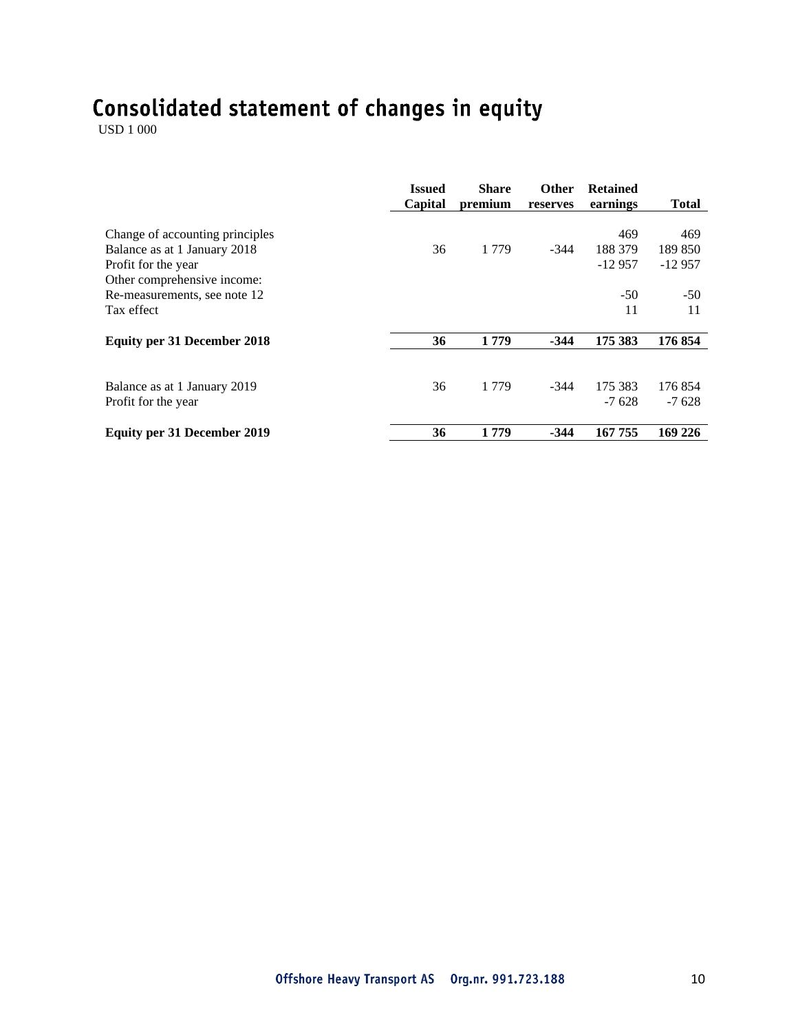# Consolidated statement of changes in equity

USD 1 000

| | Issued Capital | Share premium | Other reserves | Retained earnings | Total |
|---|---|---|---|---|---|
| Change of accounting principles | | | | 469 | 469 |
| Balance as at 1 January 2018 | 36 | 1 779 | -344 | 188 379 | 189 850 |
| Profit for the year | | | | -12 957 | -12 957 |
| Other comprehensive income: | | | | | |
| Re-measurements, see note 12 | | | | -50 | -50 |
| Tax effect | | | | 11 | 11 |
| **Equity per 31 December 2018** | **36** | **1 779** | **-344** | **175 383** | **176 854** |
| | | | | | |
| Balance as at 1 January 2019 | 36 | 1 779 | -344 | 175 383 | 176 854 |
| Profit for the year | | | | -7 628 | -7 628 |
| **Equity per 31 December 2019** | **36** | **1 779** | **-344** | **167 755** | **169 226** |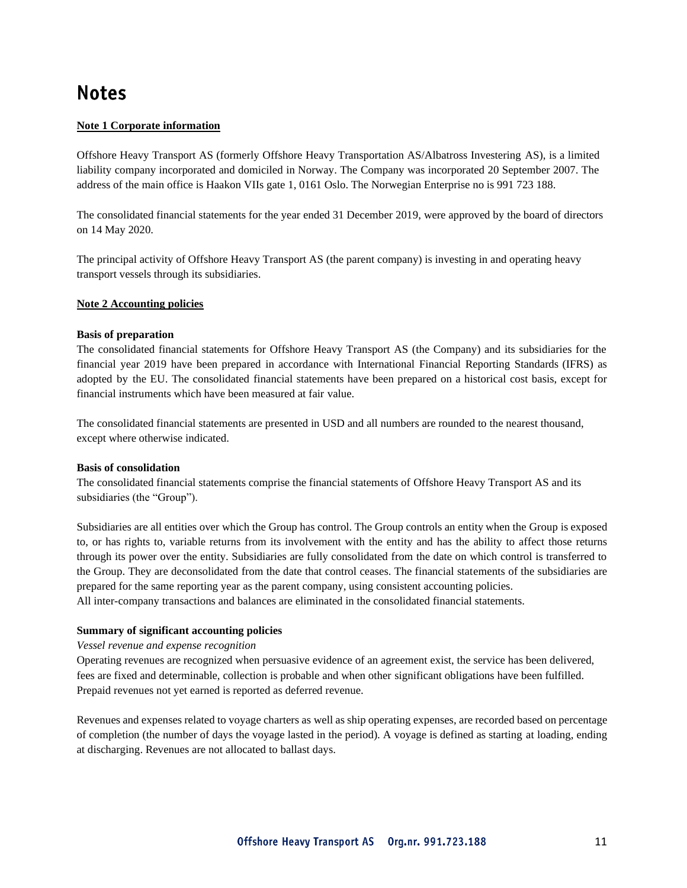# Notes

**Note 1 Corporate information**

Offshore Heavy Transport AS (formerly Offshore Heavy Transportation AS/Albatross Investering AS), is a limited liability company incorporated and domiciled in Norway. The Company was incorporated 20 September 2007. The address of the main office is Haakon VIIs gate 1, 0161 Oslo. The Norwegian Enterprise no is 991 723 188.

The consolidated financial statements for the year ended 31 December 2019, were approved by the board of directors on 14 May 2020.

The principal activity of Offshore Heavy Transport AS (the parent company) is investing in and operating heavy transport vessels through its subsidiaries.

**Note 2 Accounting policies**

**Basis of preparation**

The consolidated financial statements for Offshore Heavy Transport AS (the Company) and its subsidiaries for the financial year 2019 have been prepared in accordance with International Financial Reporting Standards (IFRS) as adopted by the EU. The consolidated financial statements have been prepared on a historical cost basis, except for financial instruments which have been measured at fair value.

The consolidated financial statements are presented in USD and all numbers are rounded to the nearest thousand, except where otherwise indicated.

**Basis of consolidation**

The consolidated financial statements comprise the financial statements of Offshore Heavy Transport AS and its subsidiaries (the "Group").

Subsidiaries are all entities over which the Group has control. The Group controls an entity when the Group is exposed to, or has rights to, variable returns from its involvement with the entity and has the ability to affect those returns through its power over the entity. Subsidiaries are fully consolidated from the date on which control is transferred to the Group. They are deconsolidated from the date that control ceases. The financial statements of the subsidiaries are prepared for the same reporting year as the parent company, using consistent accounting policies.
All inter-company transactions and balances are eliminated in the consolidated financial statements.

**Summary of significant accounting policies**

*Vessel revenue and expense recognition*

Operating revenues are recognized when persuasive evidence of an agreement exist, the service has been delivered, fees are fixed and determinable, collection is probable and when other significant obligations have been fulfilled. Prepaid revenues not yet earned is reported as deferred revenue.

Revenues and expenses related to voyage charters as well as ship operating expenses, are recorded based on percentage of completion (the number of days the voyage lasted in the period). A voyage is defined as starting at loading, ending at discharging. Revenues are not allocated to ballast days.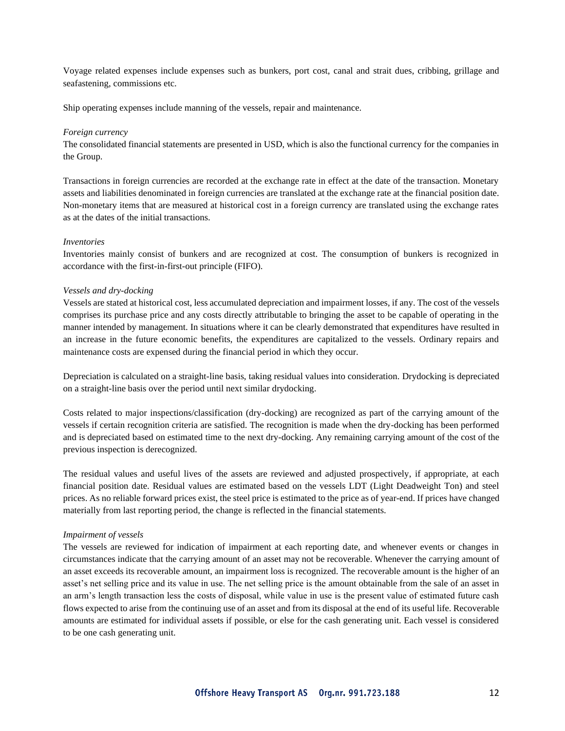Voyage related expenses include expenses such as bunkers, port cost, canal and strait dues, cribbing, grillage and seafastening, commissions etc.

Ship operating expenses include manning of the vessels, repair and maintenance.

*Foreign currency*

The consolidated financial statements are presented in USD, which is also the functional currency for the companies in the Group.

Transactions in foreign currencies are recorded at the exchange rate in effect at the date of the transaction. Monetary assets and liabilities denominated in foreign currencies are translated at the exchange rate at the financial position date. Non-monetary items that are measured at historical cost in a foreign currency are translated using the exchange rates as at the dates of the initial transactions.

*Inventories*

Inventories mainly consist of bunkers and are recognized at cost. The consumption of bunkers is recognized in accordance with the first-in-first-out principle (FIFO).

*Vessels and dry-docking*

Vessels are stated at historical cost, less accumulated depreciation and impairment losses, if any. The cost of the vessels comprises its purchase price and any costs directly attributable to bringing the asset to be capable of operating in the manner intended by management. In situations where it can be clearly demonstrated that expenditures have resulted in an increase in the future economic benefits, the expenditures are capitalized to the vessels. Ordinary repairs and maintenance costs are expensed during the financial period in which they occur.

Depreciation is calculated on a straight-line basis, taking residual values into consideration. Drydocking is depreciated on a straight-line basis over the period until next similar drydocking.

Costs related to major inspections/classification (dry-docking) are recognized as part of the carrying amount of the vessels if certain recognition criteria are satisfied. The recognition is made when the dry-docking has been performed and is depreciated based on estimated time to the next dry-docking. Any remaining carrying amount of the cost of the previous inspection is derecognized.

The residual values and useful lives of the assets are reviewed and adjusted prospectively, if appropriate, at each financial position date. Residual values are estimated based on the vessels LDT (Light Deadweight Ton) and steel prices. As no reliable forward prices exist, the steel price is estimated to the price as of year-end. If prices have changed materially from last reporting period, the change is reflected in the financial statements.

*Impairment of vessels*

The vessels are reviewed for indication of impairment at each reporting date, and whenever events or changes in circumstances indicate that the carrying amount of an asset may not be recoverable. Whenever the carrying amount of an asset exceeds its recoverable amount, an impairment loss is recognized. The recoverable amount is the higher of an asset's net selling price and its value in use. The net selling price is the amount obtainable from the sale of an asset in an arm's length transaction less the costs of disposal, while value in use is the present value of estimated future cash flows expected to arise from the continuing use of an asset and from its disposal at the end of its useful life. Recoverable amounts are estimated for individual assets if possible, or else for the cash generating unit. Each vessel is considered to be one cash generating unit.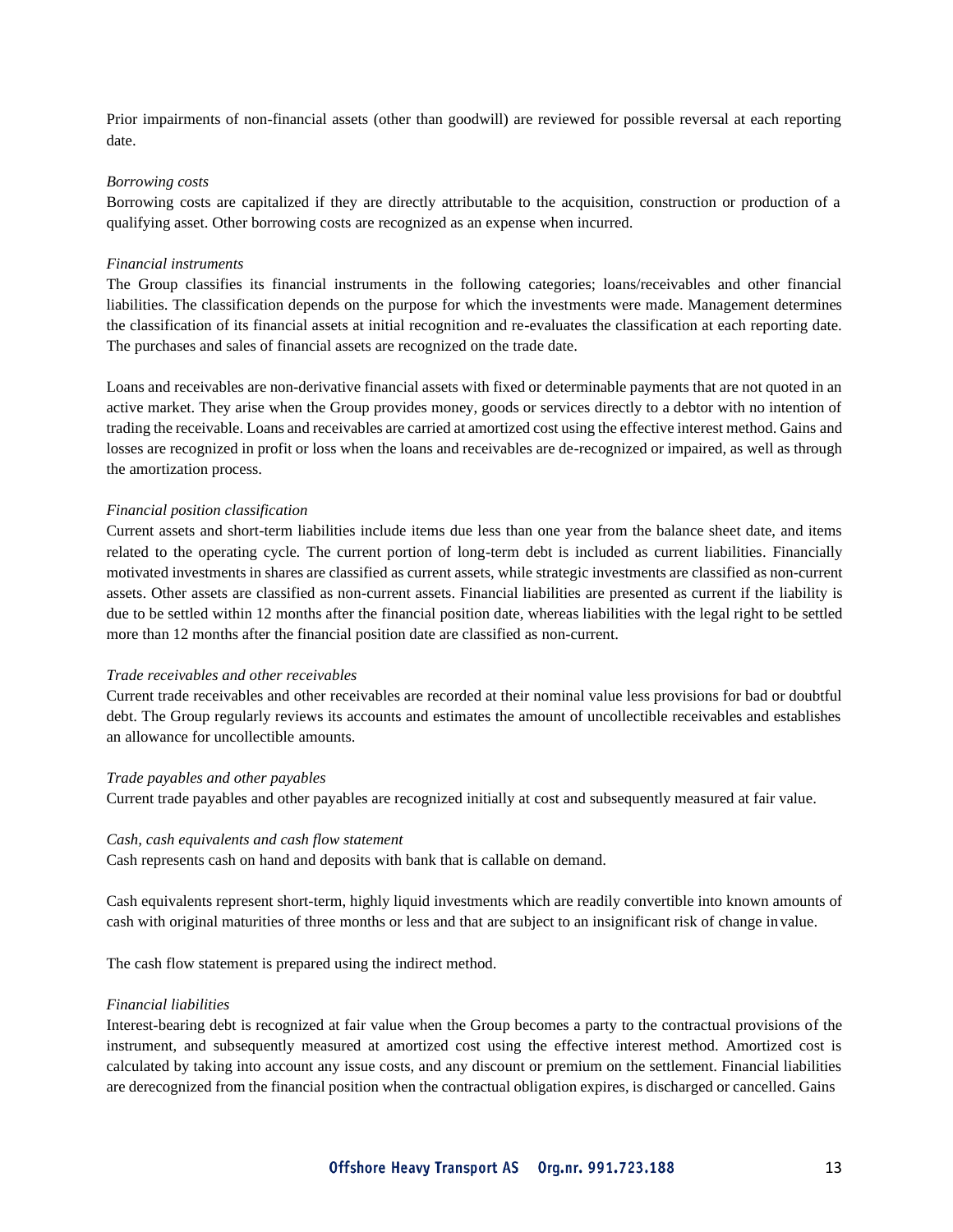Prior impairments of non-financial assets (other than goodwill) are reviewed for possible reversal at each reporting date.

*Borrowing costs*

Borrowing costs are capitalized if they are directly attributable to the acquisition, construction or production of a qualifying asset. Other borrowing costs are recognized as an expense when incurred.

*Financial instruments*

The Group classifies its financial instruments in the following categories; loans/receivables and other financial liabilities. The classification depends on the purpose for which the investments were made. Management determines the classification of its financial assets at initial recognition and re-evaluates the classification at each reporting date. The purchases and sales of financial assets are recognized on the trade date.

Loans and receivables are non-derivative financial assets with fixed or determinable payments that are not quoted in an active market. They arise when the Group provides money, goods or services directly to a debtor with no intention of trading the receivable. Loans and receivables are carried at amortized cost using the effective interest method. Gains and losses are recognized in profit or loss when the loans and receivables are de-recognized or impaired, as well as through the amortization process.

*Financial position classification*

Current assets and short-term liabilities include items due less than one year from the balance sheet date, and items related to the operating cycle. The current portion of long-term debt is included as current liabilities. Financially motivated investments in shares are classified as current assets, while strategic investments are classified as non-current assets. Other assets are classified as non-current assets. Financial liabilities are presented as current if the liability is due to be settled within 12 months after the financial position date, whereas liabilities with the legal right to be settled more than 12 months after the financial position date are classified as non-current.

*Trade receivables and other receivables*

Current trade receivables and other receivables are recorded at their nominal value less provisions for bad or doubtful debt. The Group regularly reviews its accounts and estimates the amount of uncollectible receivables and establishes an allowance for uncollectible amounts.

*Trade payables and other payables*

Current trade payables and other payables are recognized initially at cost and subsequently measured at fair value.

*Cash, cash equivalents and cash flow statement*

Cash represents cash on hand and deposits with bank that is callable on demand.

Cash equivalents represent short-term, highly liquid investments which are readily convertible into known amounts of cash with original maturities of three months or less and that are subject to an insignificant risk of change in value.

The cash flow statement is prepared using the indirect method.

*Financial liabilities*

Interest-bearing debt is recognized at fair value when the Group becomes a party to the contractual provisions of the instrument, and subsequently measured at amortized cost using the effective interest method. Amortized cost is calculated by taking into account any issue costs, and any discount or premium on the settlement. Financial liabilities are derecognized from the financial position when the contractual obligation expires, is discharged or cancelled. Gains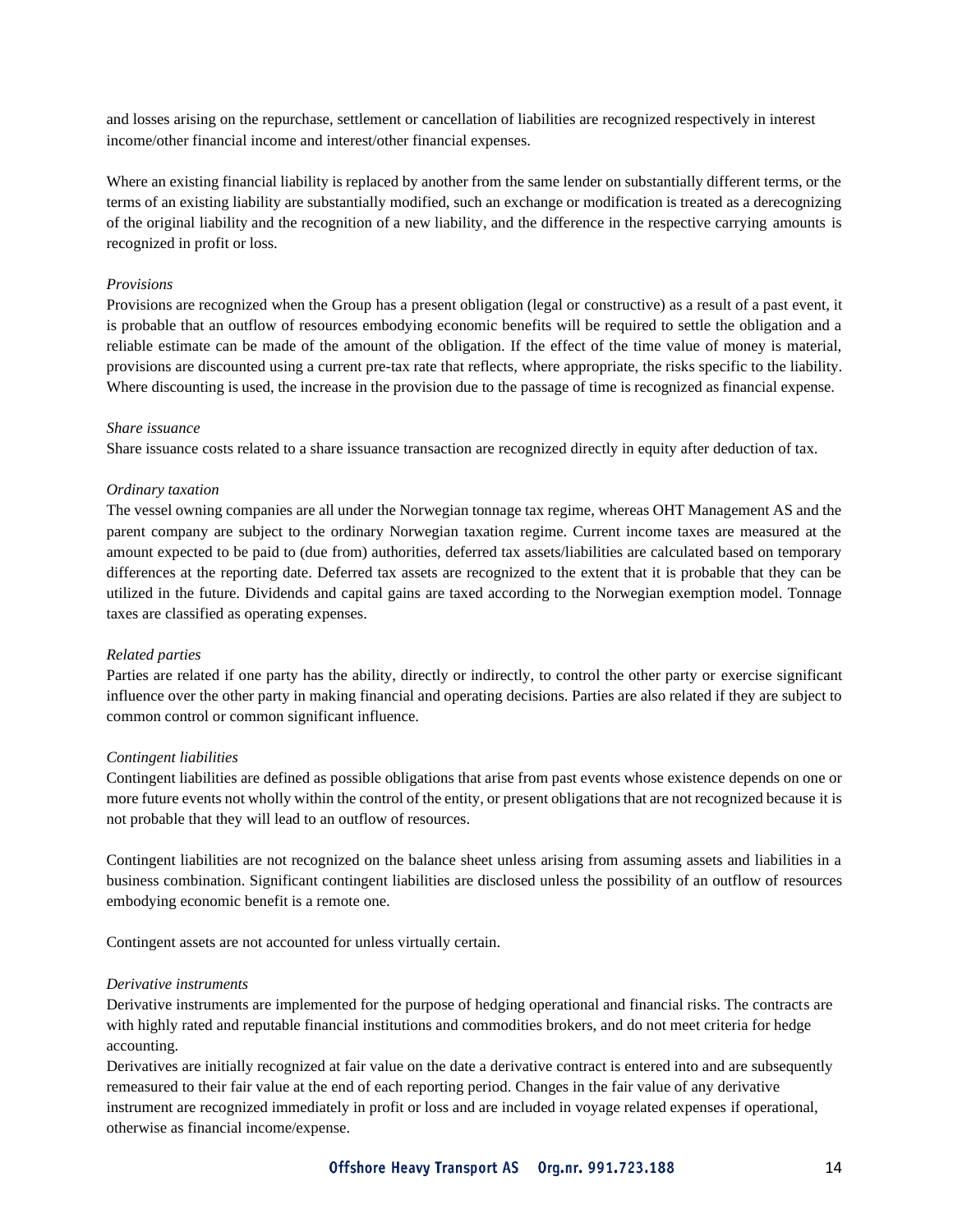and losses arising on the repurchase, settlement or cancellation of liabilities are recognized respectively in interest income/other financial income and interest/other financial expenses.

Where an existing financial liability is replaced by another from the same lender on substantially different terms, or the terms of an existing liability are substantially modified, such an exchange or modification is treated as a derecognizing of the original liability and the recognition of a new liability, and the difference in the respective carrying amounts is recognized in profit or loss.

*Provisions*

Provisions are recognized when the Group has a present obligation (legal or constructive) as a result of a past event, it is probable that an outflow of resources embodying economic benefits will be required to settle the obligation and a reliable estimate can be made of the amount of the obligation. If the effect of the time value of money is material, provisions are discounted using a current pre-tax rate that reflects, where appropriate, the risks specific to the liability. Where discounting is used, the increase in the provision due to the passage of time is recognized as financial expense.

*Share issuance*

Share issuance costs related to a share issuance transaction are recognized directly in equity after deduction of tax.

*Ordinary taxation*

The vessel owning companies are all under the Norwegian tonnage tax regime, whereas OHT Management AS and the parent company are subject to the ordinary Norwegian taxation regime. Current income taxes are measured at the amount expected to be paid to (due from) authorities, deferred tax assets/liabilities are calculated based on temporary differences at the reporting date. Deferred tax assets are recognized to the extent that it is probable that they can be utilized in the future. Dividends and capital gains are taxed according to the Norwegian exemption model. Tonnage taxes are classified as operating expenses.

*Related parties*

Parties are related if one party has the ability, directly or indirectly, to control the other party or exercise significant influence over the other party in making financial and operating decisions. Parties are also related if they are subject to common control or common significant influence.

*Contingent liabilities*

Contingent liabilities are defined as possible obligations that arise from past events whose existence depends on one or more future events not wholly within the control of the entity, or present obligations that are not recognized because it is not probable that they will lead to an outflow of resources.

Contingent liabilities are not recognized on the balance sheet unless arising from assuming assets and liabilities in a business combination. Significant contingent liabilities are disclosed unless the possibility of an outflow of resources embodying economic benefit is a remote one.

Contingent assets are not accounted for unless virtually certain.

*Derivative instruments*

Derivative instruments are implemented for the purpose of hedging operational and financial risks. The contracts are with highly rated and reputable financial institutions and commodities brokers, and do not meet criteria for hedge accounting.

Derivatives are initially recognized at fair value on the date a derivative contract is entered into and are subsequently remeasured to their fair value at the end of each reporting period. Changes in the fair value of any derivative instrument are recognized immediately in profit or loss and are included in voyage related expenses if operational, otherwise as financial income/expense.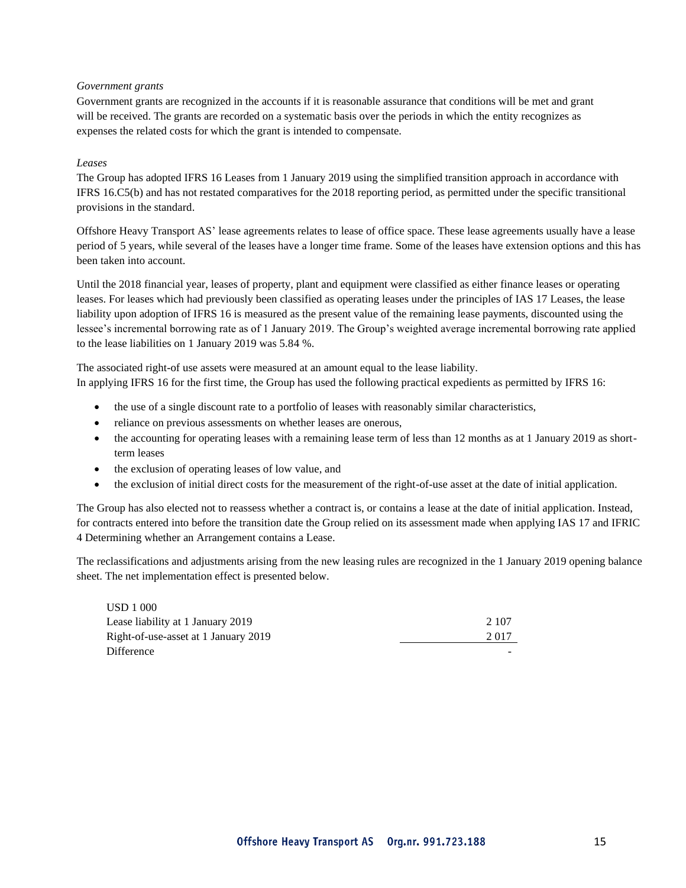*Government grants*

Government grants are recognized in the accounts if it is reasonable assurance that conditions will be met and grant will be received. The grants are recorded on a systematic basis over the periods in which the entity recognizes as expenses the related costs for which the grant is intended to compensate.

*Leases*

The Group has adopted IFRS 16 Leases from 1 January 2019 using the simplified transition approach in accordance with IFRS 16.C5(b) and has not restated comparatives for the 2018 reporting period, as permitted under the specific transitional provisions in the standard.

Offshore Heavy Transport AS' lease agreements relates to lease of office space. These lease agreements usually have a lease period of 5 years, while several of the leases have a longer time frame. Some of the leases have extension options and this has been taken into account.

Until the 2018 financial year, leases of property, plant and equipment were classified as either finance leases or operating leases. For leases which had previously been classified as operating leases under the principles of IAS 17 Leases, the lease liability upon adoption of IFRS 16 is measured as the present value of the remaining lease payments, discounted using the lessee's incremental borrowing rate as of 1 January 2019. The Group's weighted average incremental borrowing rate applied to the lease liabilities on 1 January 2019 was 5.84 %.

The associated right-of use assets were measured at an amount equal to the lease liability.
In applying IFRS 16 for the first time, the Group has used the following practical expedients as permitted by IFRS 16:

- the use of a single discount rate to a portfolio of leases with reasonably similar characteristics,
- reliance on previous assessments on whether leases are onerous,
- the accounting for operating leases with a remaining lease term of less than 12 months as at 1 January 2019 as short-term leases
- the exclusion of operating leases of low value, and
- the exclusion of initial direct costs for the measurement of the right-of-use asset at the date of initial application.

The Group has also elected not to reassess whether a contract is, or contains a lease at the date of initial application. Instead, for contracts entered into before the transition date the Group relied on its assessment made when applying IAS 17 and IFRIC 4 Determining whether an Arrangement contains a Lease.

The reclassifications and adjustments arising from the new leasing rules are recognized in the 1 January 2019 opening balance sheet. The net implementation effect is presented below.

| USD 1 000 | |
|---|---|
| Lease liability at 1 January 2019 | 2 107 |
| Right-of-use-asset at 1 January 2019 | 2 017 |
| Difference | - |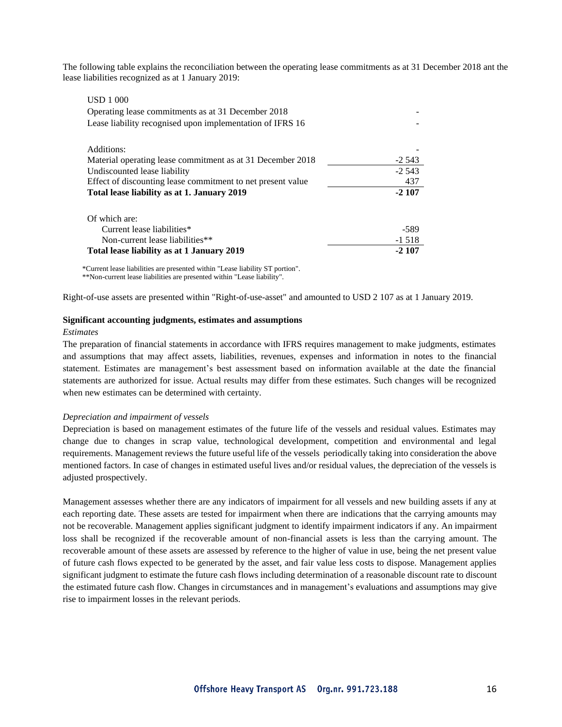The following table explains the reconciliation between the operating lease commitments as at 31 December 2018 ant the lease liabilities recognized as at 1 January 2019:

| USD 1 000 | |
|---|---|
| Operating lease commitments as at 31 December 2018 | - |
| Lease liability recognised upon implementation of IFRS 16 | - |
| | |
| Additions: | - |
| Material operating lease commitment as at 31 December 2018 | -2 543 |
| Undiscounted lease liability | -2 543 |
| Effect of discounting lease commitment to net present value | 437 |
| **Total lease liability as at 1. January 2019** | **-2 107** |
| | |
| Of which are: | |
| Current lease liabilities* | -589 |
| Non-current lease liabilities** | -1 518 |
| **Total lease liability as at 1 January 2019** | **-2 107** |

*Current lease liabilities are presented within "Lease liability ST portion".
**Non-current lease liabilities are presented within "Lease liability".

Right-of-use assets are presented within "Right-of-use-asset" and amounted to USD 2 107 as at 1 January 2019.

**Significant accounting judgments, estimates and assumptions**

*Estimates*

The preparation of financial statements in accordance with IFRS requires management to make judgments, estimates and assumptions that may affect assets, liabilities, revenues, expenses and information in notes to the financial statement. Estimates are management's best assessment based on information available at the date the financial statements are authorized for issue. Actual results may differ from these estimates. Such changes will be recognized when new estimates can be determined with certainty.

*Depreciation and impairment of vessels*

Depreciation is based on management estimates of the future life of the vessels and residual values. Estimates may change due to changes in scrap value, technological development, competition and environmental and legal requirements. Management reviews the future useful life of the vessels periodically taking into consideration the above mentioned factors. In case of changes in estimated useful lives and/or residual values, the depreciation of the vessels is adjusted prospectively.

Management assesses whether there are any indicators of impairment for all vessels and new building assets if any at each reporting date. These assets are tested for impairment when there are indications that the carrying amounts may not be recoverable. Management applies significant judgment to identify impairment indicators if any. An impairment loss shall be recognized if the recoverable amount of non-financial assets is less than the carrying amount. The recoverable amount of these assets are assessed by reference to the higher of value in use, being the net present value of future cash flows expected to be generated by the asset, and fair value less costs to dispose. Management applies significant judgment to estimate the future cash flows including determination of a reasonable discount rate to discount the estimated future cash flow. Changes in circumstances and in management's evaluations and assumptions may give rise to impairment losses in the relevant periods.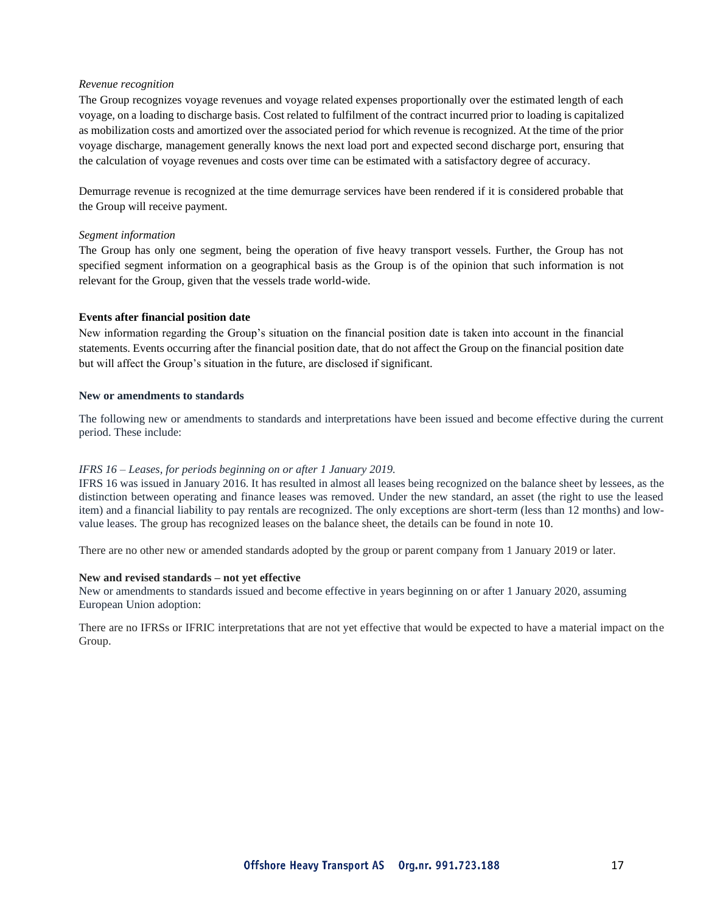*Revenue recognition*

The Group recognizes voyage revenues and voyage related expenses proportionally over the estimated length of each voyage, on a loading to discharge basis. Cost related to fulfilment of the contract incurred prior to loading is capitalized as mobilization costs and amortized over the associated period for which revenue is recognized. At the time of the prior voyage discharge, management generally knows the next load port and expected second discharge port, ensuring that the calculation of voyage revenues and costs over time can be estimated with a satisfactory degree of accuracy.

Demurrage revenue is recognized at the time demurrage services have been rendered if it is considered probable that the Group will receive payment.

*Segment information*

The Group has only one segment, being the operation of five heavy transport vessels. Further, the Group has not specified segment information on a geographical basis as the Group is of the opinion that such information is not relevant for the Group, given that the vessels trade world-wide.

**Events after financial position date**

New information regarding the Group's situation on the financial position date is taken into account in the financial statements. Events occurring after the financial position date, that do not affect the Group on the financial position date but will affect the Group's situation in the future, are disclosed if significant.

**New or amendments to standards**

The following new or amendments to standards and interpretations have been issued and become effective during the current period. These include:

*IFRS 16 – Leases, for periods beginning on or after 1 January 2019.*

IFRS 16 was issued in January 2016. It has resulted in almost all leases being recognized on the balance sheet by lessees, as the distinction between operating and finance leases was removed. Under the new standard, an asset (the right to use the leased item) and a financial liability to pay rentals are recognized. The only exceptions are short-term (less than 12 months) and low-value leases. The group has recognized leases on the balance sheet, the details can be found in note 10.

There are no other new or amended standards adopted by the group or parent company from 1 January 2019 or later.

**New and revised standards – not yet effective**

New or amendments to standards issued and become effective in years beginning on or after 1 January 2020, assuming European Union adoption:

There are no IFRSs or IFRIC interpretations that are not yet effective that would be expected to have a material impact on the Group.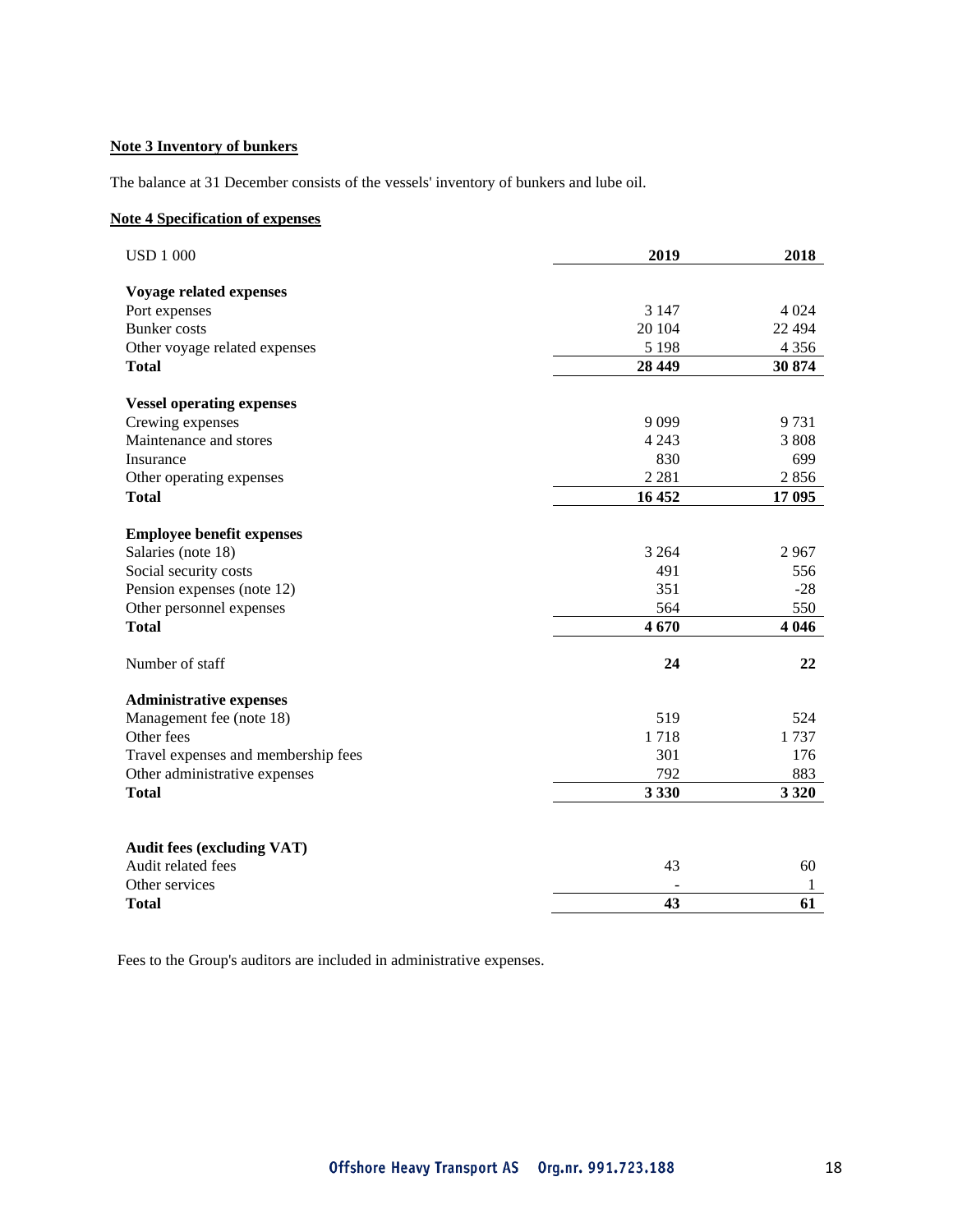**Note 3 Inventory of bunkers**

The balance at 31 December consists of the vessels' inventory of bunkers and lube oil.

**Note 4 Specification of expenses**

| USD 1 000 | 2019 | 2018 |
|---|---|---|
| **Voyage related expenses** | | |
| Port expenses | 3 147 | 4 024 |
| Bunker costs | 20 104 | 22 494 |
| Other voyage related expenses | 5 198 | 4 356 |
| **Total** | **28 449** | **30 874** |
| | | |
| **Vessel operating expenses** | | |
| Crewing expenses | 9 099 | 9 731 |
| Maintenance and stores | 4 243 | 3 808 |
| Insurance | 830 | 699 |
| Other operating expenses | 2 281 | 2 856 |
| **Total** | **16 452** | **17 095** |
| | | |
| **Employee benefit expenses** | | |
| Salaries (note 18) | 3 264 | 2 967 |
| Social security costs | 491 | 556 |
| Pension expenses (note 12) | 351 | -28 |
| Other personnel expenses | 564 | 550 |
| **Total** | **4 670** | **4 046** |
| | | |
| Number of staff | **24** | **22** |
| | | |
| **Administrative expenses** | | |
| Management fee (note 18) | 519 | 524 |
| Other fees | 1 718 | 1 737 |
| Travel expenses and membership fees | 301 | 176 |
| Other administrative expenses | 792 | 883 |
| **Total** | **3 330** | **3 320** |
| | | |
| **Audit fees (excluding VAT)** | | |
| Audit related fees | 43 | 60 |
| Other services | - | 1 |
| **Total** | **43** | **61** |

Fees to the Group's auditors are included in administrative expenses.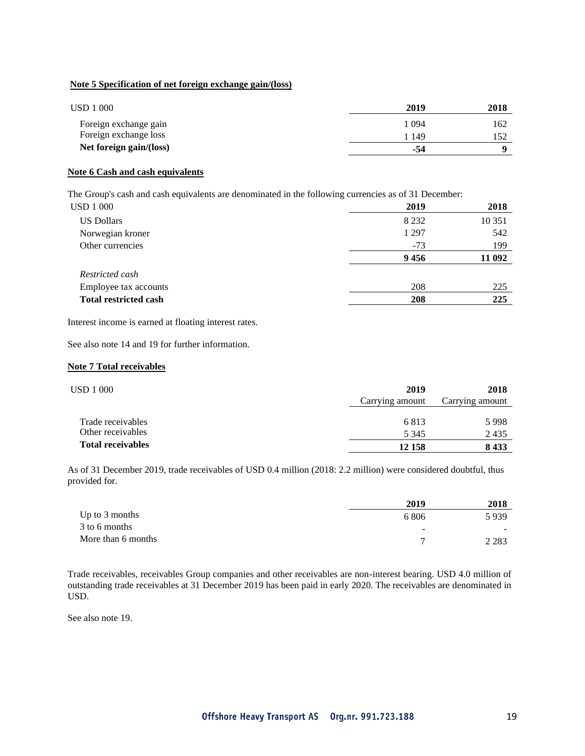**Note 5 Specification of net foreign exchange gain/(loss)**

| USD 1 000 | 2019 | 2018 |
|---|---|---|
| Foreign exchange gain | 1 094 | 162 |
| Foreign exchange loss | 1 149 | 152 |
| **Net foreign gain/(loss)** | **-54** | **9** |

**Note 6 Cash and cash equivalents**

The Group's cash and cash equivalents are denominated in the following currencies as of 31 December:

| USD 1 000 | 2019 | 2018 |
|---|---|---|
| US Dollars | 8 232 | 10 351 |
| Norwegian kroner | 1 297 | 542 |
| Other currencies | -73 | 199 |
| | **9 456** | **11 092** |
| *Restricted cash* | | |
| Employee tax accounts | 208 | 225 |
| **Total restricted cash** | **208** | **225** |

Interest income is earned at floating interest rates.

See also note 14 and 19 for further information.

**Note 7 Total receivables**

| USD 1 000 | 2019<br>Carrying amount | 2018<br>Carrying amount |
|---|---|---|
| Trade receivables | 6 813 | 5 998 |
| Other receivables | 5 345 | 2 435 |
| **Total receivables** | **12 158** | **8 433** |

As of 31 December 2019, trade receivables of USD 0.4 million (2018: 2.2 million) were considered doubtful, thus provided for.

| | 2019 | 2018 |
|---|---|---|
| Up to 3 months | 6 806 | 5 939 |
| 3 to 6 months | - | - |
| More than 6 months | 7 | 2 283 |

Trade receivables, receivables Group companies and other receivables are non-interest bearing. USD 4.0 million of outstanding trade receivables at 31 December 2019 has been paid in early 2020. The receivables are denominated in USD.

See also note 19.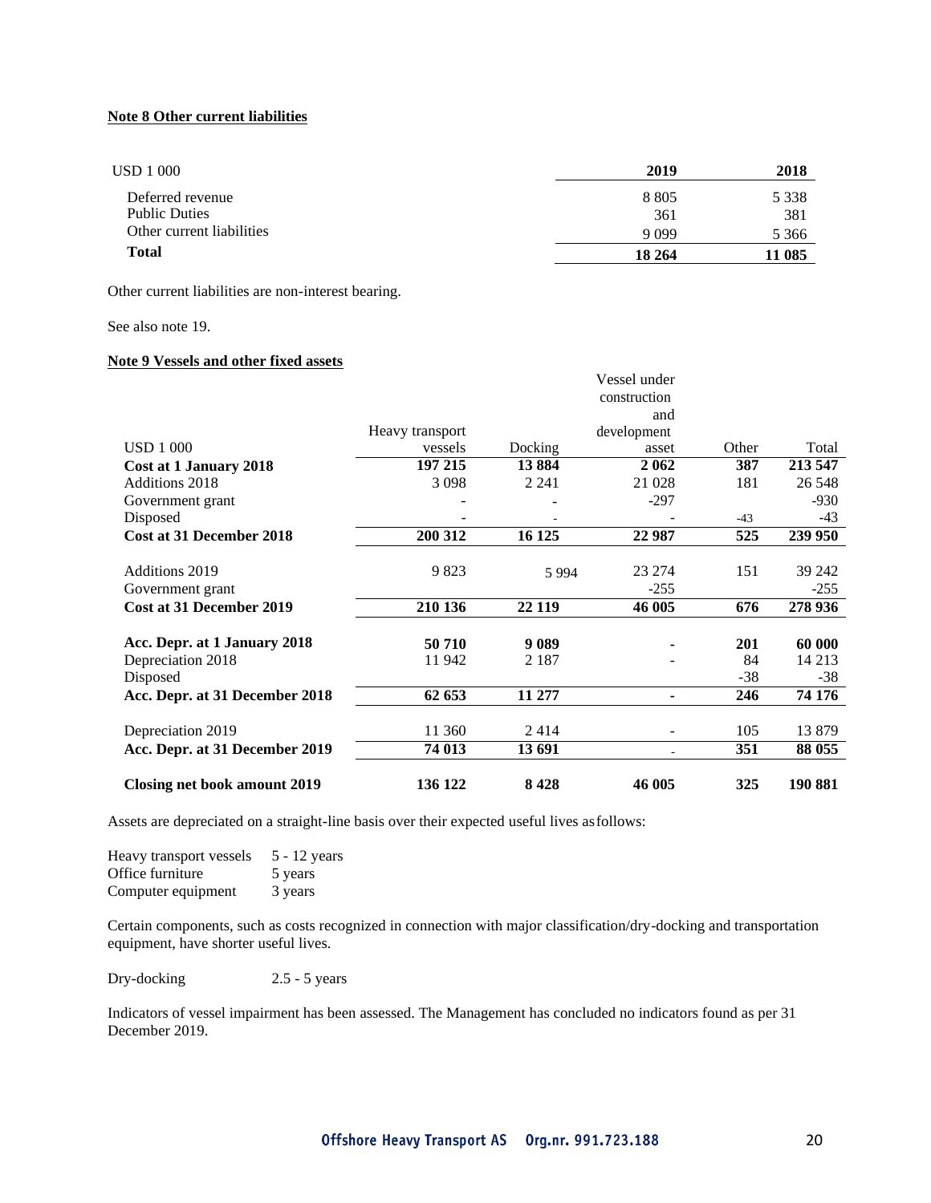**Note 8 Other current liabilities**

| USD 1 000 | 2019 | 2018 |
|---|---|---|
| Deferred revenue | 8 805 | 5 338 |
| Public Duties | 361 | 381 |
| Other current liabilities | 9 099 | 5 366 |
| **Total** | **18 264** | **11 085** |

Other current liabilities are non-interest bearing.

See also note 19.

**Note 9 Vessels and other fixed assets**

| USD 1 000 | Heavy transport vessels | Docking | Vessel under construction and development asset | Other | Total |
|---|---|---|---|---|---|
| **Cost at 1 January 2018** | **197 215** | **13 884** | **2 062** | **387** | **213 547** |
| Additions 2018 | 3 098 | 2 241 | 21 028 | 181 | 26 548 |
| Government grant | - | - | -297 | | -930 |
| Disposed | - | - | - | -43 | -43 |
| **Cost at 31 December 2018** | **200 312** | **16 125** | **22 987** | **525** | **239 950** |
| | | | | | |
| Additions 2019 | 9 823 | 5 994 | 23 274 | 151 | 39 242 |
| Government grant | | | -255 | | -255 |
| **Cost at 31 December 2019** | **210 136** | **22 119** | **46 005** | **676** | **278 936** |
| | | | | | |
| **Acc. Depr. at 1 January 2018** | **50 710** | **9 089** | **-** | **201** | **60 000** |
| Depreciation 2018 | 11 942 | 2 187 | - | 84 | 14 213 |
| Disposed | | | | -38 | -38 |
| **Acc. Depr. at 31 December 2018** | **62 653** | **11 277** | **-** | **246** | **74 176** |
| | | | | | |
| Depreciation 2019 | 11 360 | 2 414 | - | 105 | 13 879 |
| **Acc. Depr. at 31 December 2019** | **74 013** | **13 691** | - | **351** | **88 055** |
| | | | | | |
| **Closing net book amount 2019** | **136 122** | **8 428** | **46 005** | **325** | **190 881** |

Assets are depreciated on a straight-line basis over their expected useful lives as follows:

| | |
|---|---|
| Heavy transport vessels | 5 - 12 years |
| Office furniture | 5 years |
| Computer equipment | 3 years |

Certain components, such as costs recognized in connection with major classification/dry-docking and transportation equipment, have shorter useful lives.

| | |
|---|---|
| Dry-docking | 2.5 - 5 years |

Indicators of vessel impairment has been assessed. The Management has concluded no indicators found as per 31 December 2019.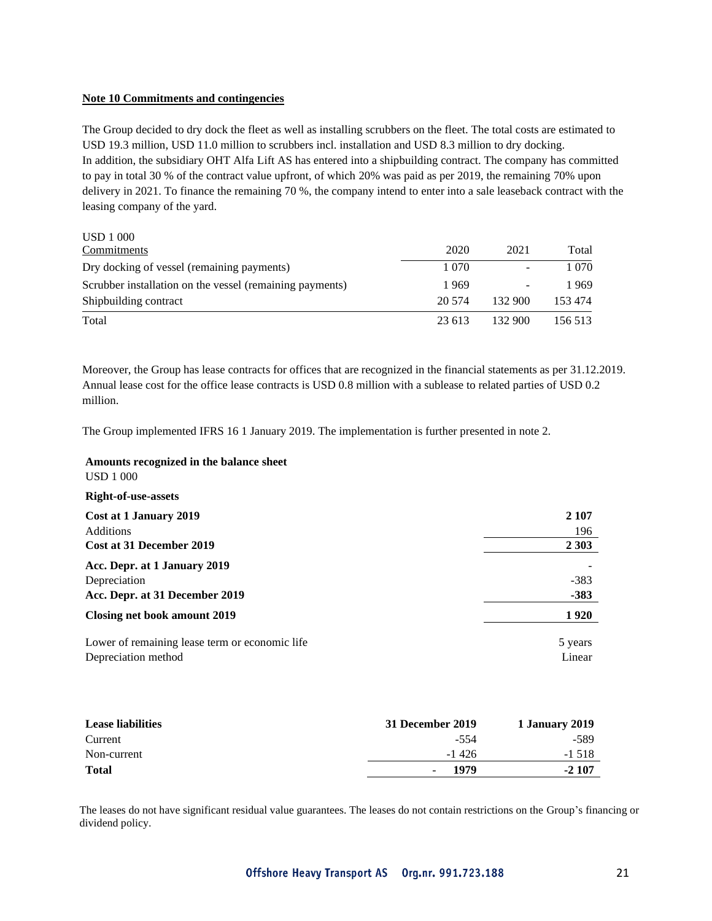**Note 10 Commitments and contingencies**

The Group decided to dry dock the fleet as well as installing scrubbers on the fleet. The total costs are estimated to USD 19.3 million, USD 11.0 million to scrubbers incl. installation and USD 8.3 million to dry docking.
In addition, the subsidiary OHT Alfa Lift AS has entered into a shipbuilding contract. The company has committed to pay in total 30 % of the contract value upfront, of which 20% was paid as per 2019, the remaining 70% upon delivery in 2021. To finance the remaining 70 %, the company intend to enter into a sale leaseback contract with the leasing company of the yard.

USD 1 000

| Commitments | 2020 | 2021 | Total |
|---|---|---|---|
| Dry docking of vessel (remaining payments) | 1 070 | - | 1 070 |
| Scrubber installation on the vessel (remaining payments) | 1 969 | - | 1 969 |
| Shipbuilding contract | 20 574 | 132 900 | 153 474 |
| Total | 23 613 | 132 900 | 156 513 |

Moreover, the Group has lease contracts for offices that are recognized in the financial statements as per 31.12.2019. Annual lease cost for the office lease contracts is USD 0.8 million with a sublease to related parties of USD 0.2 million.

The Group implemented IFRS 16 1 January 2019. The implementation is further presented in note 2.

**Amounts recognized in the balance sheet**
USD 1 000

| **Right-of-use-assets** | |
|---|---|
| **Cost at 1 January 2019** | **2 107** |
| Additions | 196 |
| **Cost at 31 December 2019** | **2 303** |
| **Acc. Depr. at 1 January 2019** | - |
| Depreciation | -383 |
| **Acc. Depr. at 31 December 2019** | **-383** |
| **Closing net book amount 2019** | **1 920** |
| Lower of remaining lease term or economic life | 5 years |
| Depreciation method | Linear |

| **Lease liabilities** | **31 December 2019** | **1 January 2019** |
|---|---|---|
| Current | -554 | -589 |
| Non-current | -1 426 | -1 518 |
| **Total** | - **1979** | **-2 107** |

The leases do not have significant residual value guarantees. The leases do not contain restrictions on the Group's financing or dividend policy.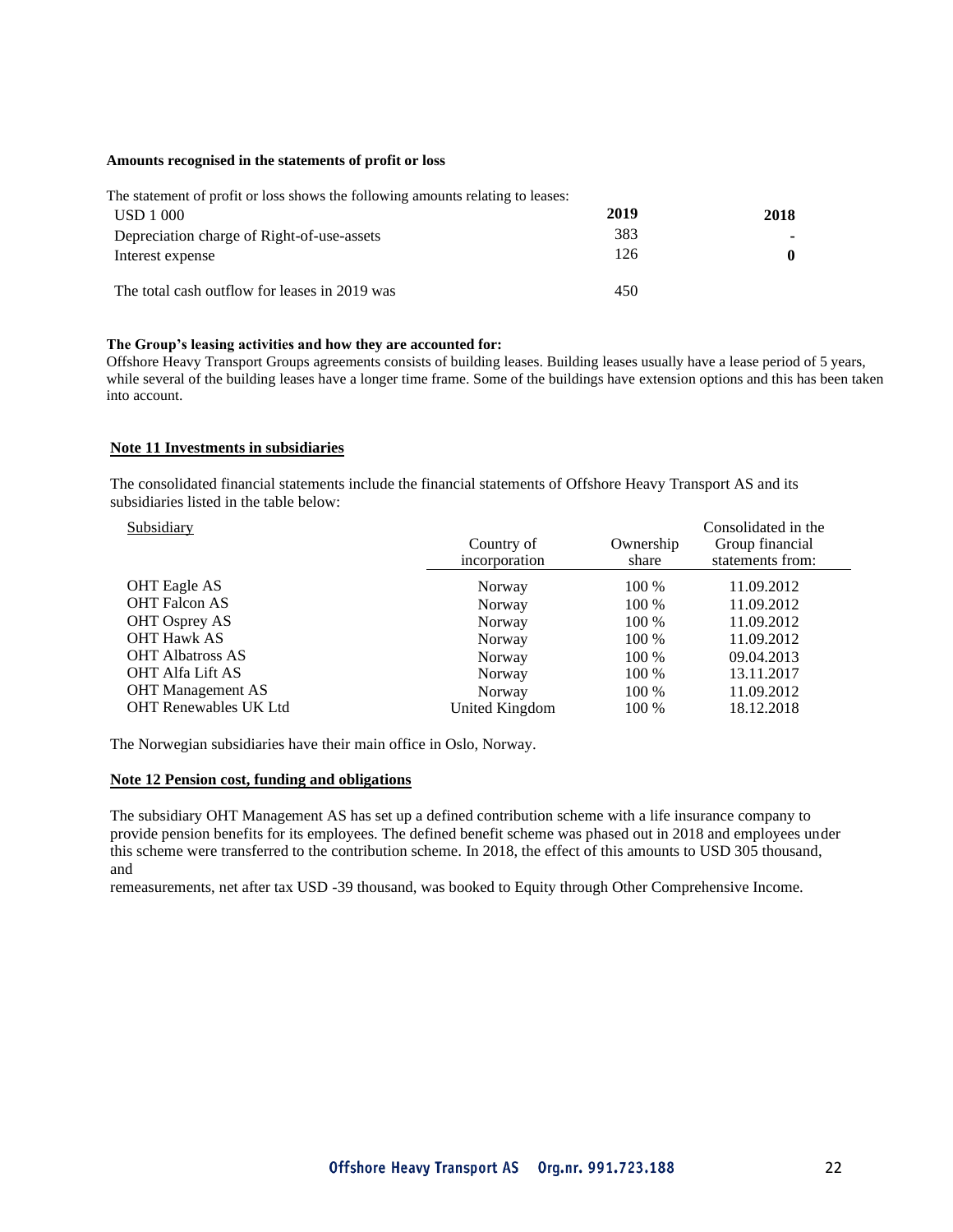**Amounts recognised in the statements of profit or loss**

The statement of profit or loss shows the following amounts relating to leases:

| USD 1 000 | 2019 | 2018 |
|---|---|---|
| Depreciation charge of Right-of-use-assets | 383 | - |
| Interest expense | 126 | 0 |
| The total cash outflow for leases in 2019 was | 450 | |

**The Group's leasing activities and how they are accounted for:**

Offshore Heavy Transport Groups agreements consists of building leases. Building leases usually have a lease period of 5 years, while several of the building leases have a longer time frame. Some of the buildings have extension options and this has been taken into account.

## Note 11 Investments in subsidiaries

The consolidated financial statements include the financial statements of Offshore Heavy Transport AS and its subsidiaries listed in the table below:

| Subsidiary | Country of incorporation | Ownership share | Consolidated in the Group financial statements from: |
|---|---|---|---|
| OHT Eagle AS | Norway | 100 % | 11.09.2012 |
| OHT Falcon AS | Norway | 100 % | 11.09.2012 |
| OHT Osprey AS | Norway | 100 % | 11.09.2012 |
| OHT Hawk AS | Norway | 100 % | 11.09.2012 |
| OHT Albatross AS | Norway | 100 % | 09.04.2013 |
| OHT Alfa Lift AS | Norway | 100 % | 13.11.2017 |
| OHT Management AS | Norway | 100 % | 11.09.2012 |
| OHT Renewables UK Ltd | United Kingdom | 100 % | 18.12.2018 |

The Norwegian subsidiaries have their main office in Oslo, Norway.

## Note 12 Pension cost, funding and obligations

The subsidiary OHT Management AS has set up a defined contribution scheme with a life insurance company to provide pension benefits for its employees. The defined benefit scheme was phased out in 2018 and employees under this scheme were transferred to the contribution scheme. In 2018, the effect of this amounts to USD 305 thousand, and

remeasurements, net after tax USD -39 thousand, was booked to Equity through Other Comprehensive Income.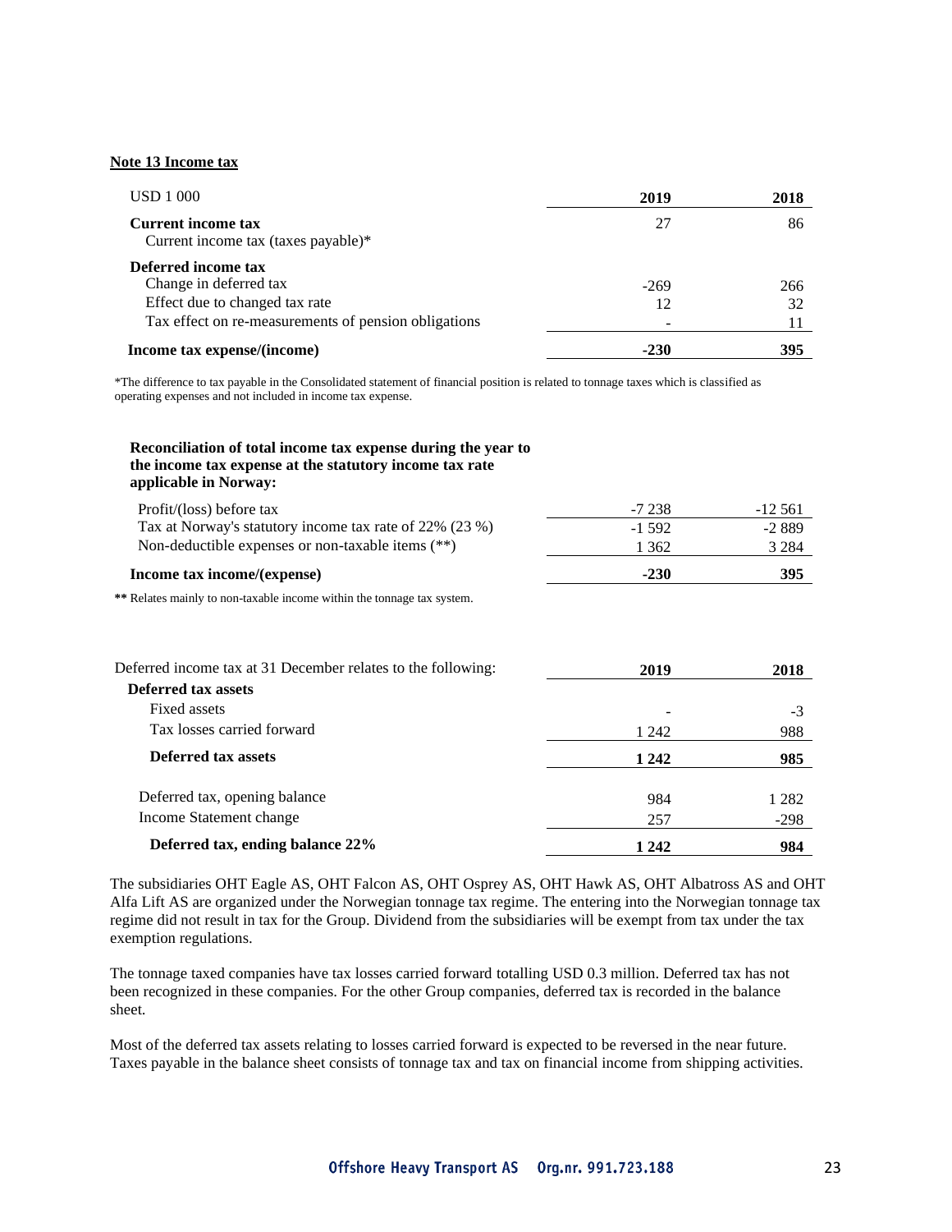## Note 13 Income tax

| USD 1 000 | 2019 | 2018 |
|---|---|---|
| **Current income tax** | | |
| Current income tax (taxes payable)* | 27 | 86 |
| **Deferred income tax** | | |
| Change in deferred tax | -269 | 266 |
| Effect due to changed tax rate | 12 | 32 |
| Tax effect on re-measurements of pension obligations | - | 11 |
| **Income tax expense/(income)** | **-230** | **395** |

*The difference to tax payable in the Consolidated statement of financial position is related to tonnage taxes which is classified as operating expenses and not included in income tax expense.

**Reconciliation of total income tax expense during the year to the income tax expense at the statutory income tax rate applicable in Norway:**

| | 2019 | 2018 |
|---|---|---|
| Profit/(loss) before tax | -7 238 | -12 561 |
| Tax at Norway's statutory income tax rate of 22% (23 %) | -1 592 | -2 889 |
| Non-deductible expenses or non-taxable items (**) | 1 362 | 3 284 |
| **Income tax income/(expense)** | **-230** | **395** |

** Relates mainly to non-taxable income within the tonnage tax system.

| Deferred income tax at 31 December relates to the following: | 2019 | 2018 |
|---|---|---|
| **Deferred tax assets** | | |
| Fixed assets | - | -3 |
| Tax losses carried forward | 1 242 | 988 |
| **Deferred tax assets** | **1 242** | **985** |
| | | |
| Deferred tax, opening balance | 984 | 1 282 |
| Income Statement change | 257 | -298 |
| **Deferred tax, ending balance 22%** | **1 242** | **984** |

The subsidiaries OHT Eagle AS, OHT Falcon AS, OHT Osprey AS, OHT Hawk AS, OHT Albatross AS and OHT Alfa Lift AS are organized under the Norwegian tonnage tax regime. The entering into the Norwegian tonnage tax regime did not result in tax for the Group. Dividend from the subsidiaries will be exempt from tax under the tax exemption regulations.

The tonnage taxed companies have tax losses carried forward totalling USD 0.3 million. Deferred tax has not been recognized in these companies. For the other Group companies, deferred tax is recorded in the balance sheet.

Most of the deferred tax assets relating to losses carried forward is expected to be reversed in the near future. Taxes payable in the balance sheet consists of tonnage tax and tax on financial income from shipping activities.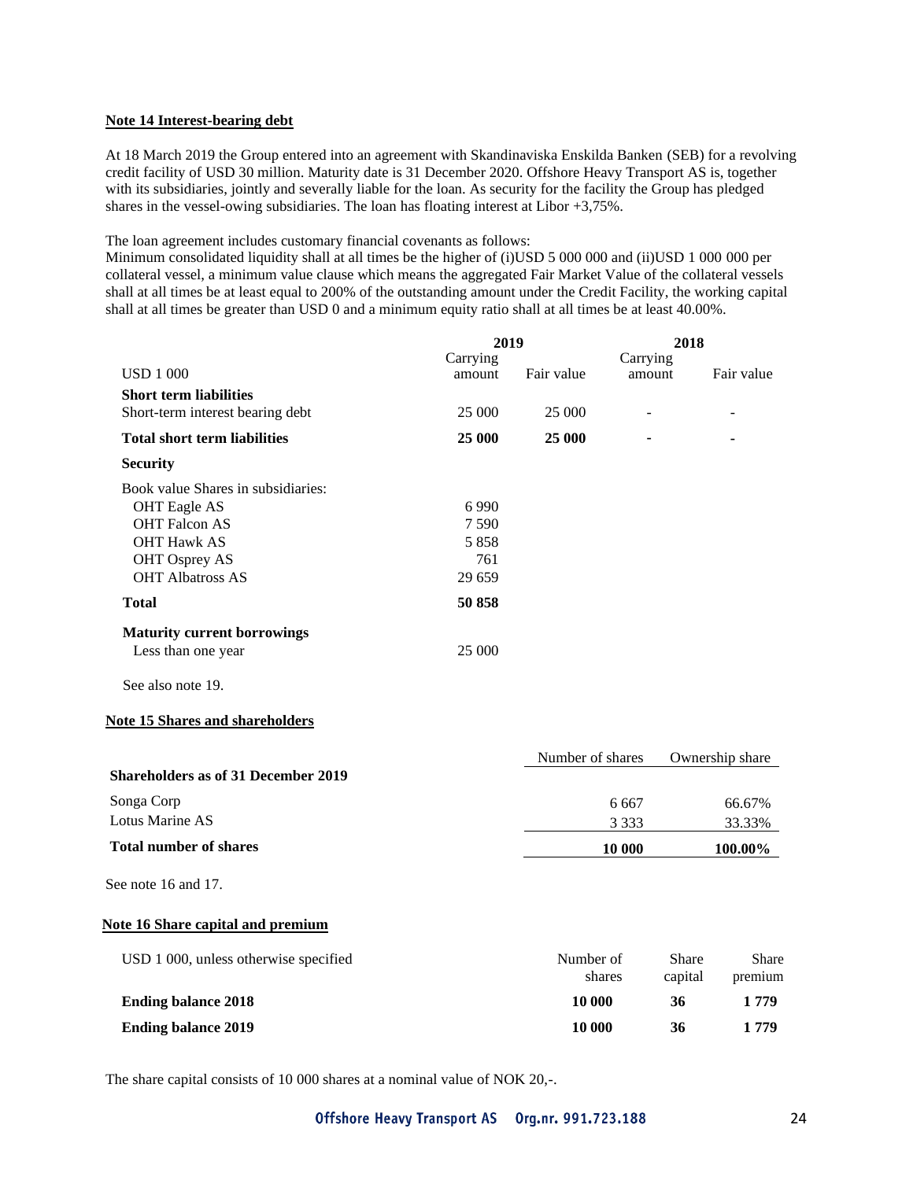**Note 14 Interest-bearing debt**

At 18 March 2019 the Group entered into an agreement with Skandinaviska Enskilda Banken (SEB) for a revolving credit facility of USD 30 million. Maturity date is 31 December 2020. Offshore Heavy Transport AS is, together with its subsidiaries, jointly and severally liable for the loan. As security for the facility the Group has pledged shares in the vessel-owing subsidiaries. The loan has floating interest at Libor +3,75%.

The loan agreement includes customary financial covenants as follows:
Minimum consolidated liquidity shall at all times be the higher of (i)USD 5 000 000 and (ii)USD 1 000 000 per collateral vessel, a minimum value clause which means the aggregated Fair Market Value of the collateral vessels shall at all times be at least equal to 200% of the outstanding amount under the Credit Facility, the working capital shall at all times be greater than USD 0 and a minimum equity ratio shall at all times be at least 40.00%.

| | 2019 | | 2018 | |
|---|---|---|---|---|
| USD 1 000 | Carrying amount | Fair value | Carrying amount | Fair value |
| **Short term liabilities** | | | | |
| Short-term interest bearing debt | 25 000 | 25 000 | - | - |
| **Total short term liabilities** | **25 000** | **25 000** | **-** | **-** |
| **Security** | | | | |
| Book value Shares in subsidiaries: | | | | |
| OHT Eagle AS | 6 990 | | | |
| OHT Falcon AS | 7 590 | | | |
| OHT Hawk AS | 5 858 | | | |
| OHT Osprey AS | 761 | | | |
| OHT Albatross AS | 29 659 | | | |
| **Total** | **50 858** | | | |
| **Maturity current borrowings** | | | | |
| Less than one year | 25 000 | | | |

See also note 19.

**Note 15 Shares and shareholders**

| | Number of shares | Ownership share |
|---|---|---|
| **Shareholders as of 31 December 2019** | | |
| Songa Corp | 6 667 | 66.67% |
| Lotus Marine AS | 3 333 | 33.33% |
| **Total number of shares** | **10 000** | **100.00%** |

See note 16 and 17.

**Note 16 Share capital and premium**

| USD 1 000, unless otherwise specified | Number of shares | Share capital | Share premium |
|---|---|---|---|
| **Ending balance 2018** | **10 000** | **36** | **1 779** |
| **Ending balance 2019** | **10 000** | **36** | **1 779** |

The share capital consists of 10 000 shares at a nominal value of NOK 20,-.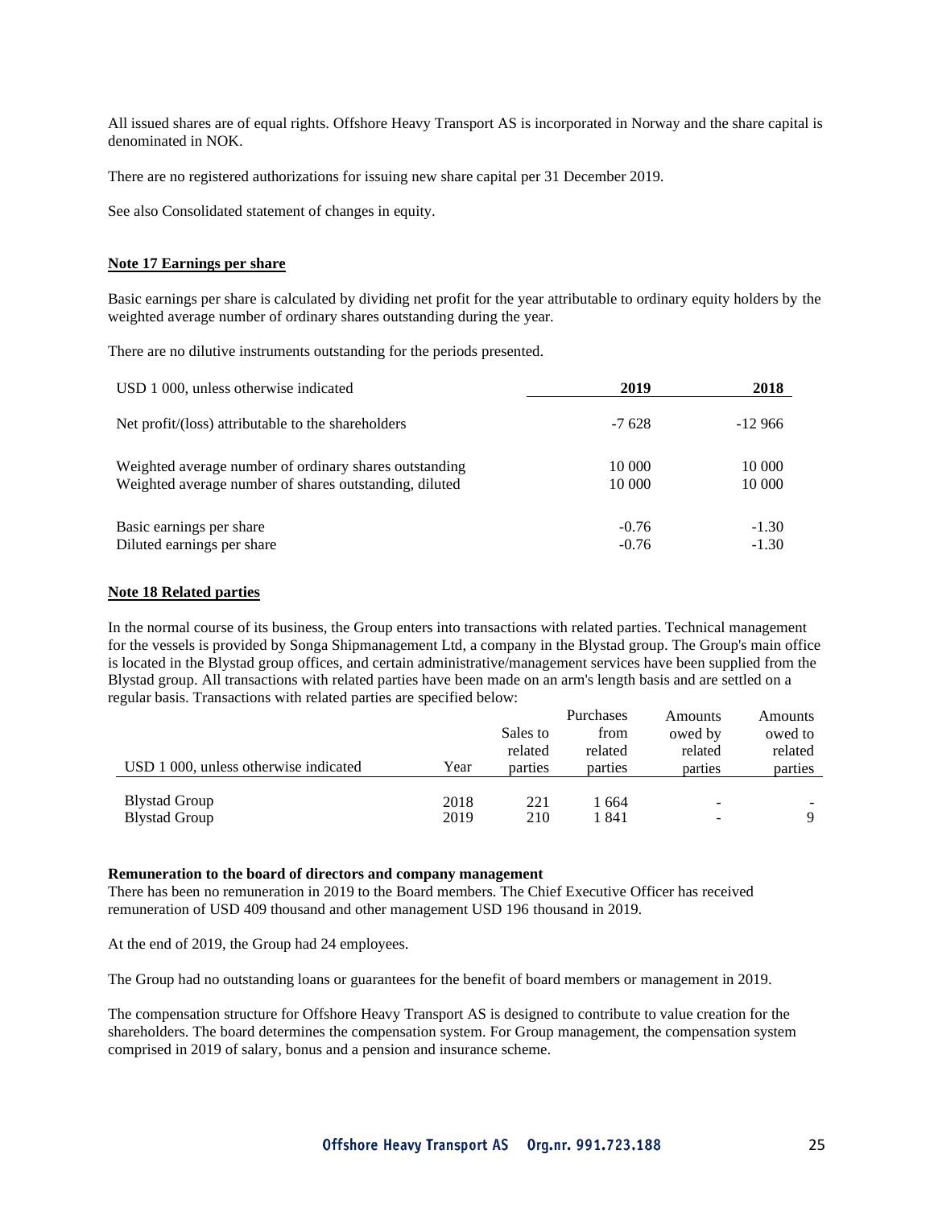All issued shares are of equal rights. Offshore Heavy Transport AS is incorporated in Norway and the share capital is denominated in NOK.

There are no registered authorizations for issuing new share capital per 31 December 2019.

See also Consolidated statement of changes in equity.

**Note 17 Earnings per share**

Basic earnings per share is calculated by dividing net profit for the year attributable to ordinary equity holders by the weighted average number of ordinary shares outstanding during the year.

There are no dilutive instruments outstanding for the periods presented.

| USD 1 000, unless otherwise indicated | 2019 | 2018 |
|---|---|---|
| Net profit/(loss) attributable to the shareholders | -7 628 | -12 966 |
| Weighted average number of ordinary shares outstanding | 10 000 | 10 000 |
| Weighted average number of shares outstanding, diluted | 10 000 | 10 000 |
| Basic earnings per share | -0.76 | -1.30 |
| Diluted earnings per share | -0.76 | -1.30 |

**Note 18 Related parties**

In the normal course of its business, the Group enters into transactions with related parties. Technical management for the vessels is provided by Songa Shipmanagement Ltd, a company in the Blystad group. The Group's main office is located in the Blystad group offices, and certain administrative/management services have been supplied from the Blystad group. All transactions with related parties have been made on an arm's length basis and are settled on a regular basis. Transactions with related parties are specified below:

| USD 1 000, unless otherwise indicated | Year | Sales to related parties | Purchases from related parties | Amounts owed by related parties | Amounts owed to related parties |
|---|---|---|---|---|---|
| Blystad Group | 2018 | 221 | 1 664 | - | - |
| Blystad Group | 2019 | 210 | 1 841 | - | 9 |

**Remuneration to the board of directors and company management**

There has been no remuneration in 2019 to the Board members. The Chief Executive Officer has received remuneration of USD 409 thousand and other management USD 196 thousand in 2019.

At the end of 2019, the Group had 24 employees.

The Group had no outstanding loans or guarantees for the benefit of board members or management in 2019.

The compensation structure for Offshore Heavy Transport AS is designed to contribute to value creation for the shareholders. The board determines the compensation system. For Group management, the compensation system comprised in 2019 of salary, bonus and a pension and insurance scheme.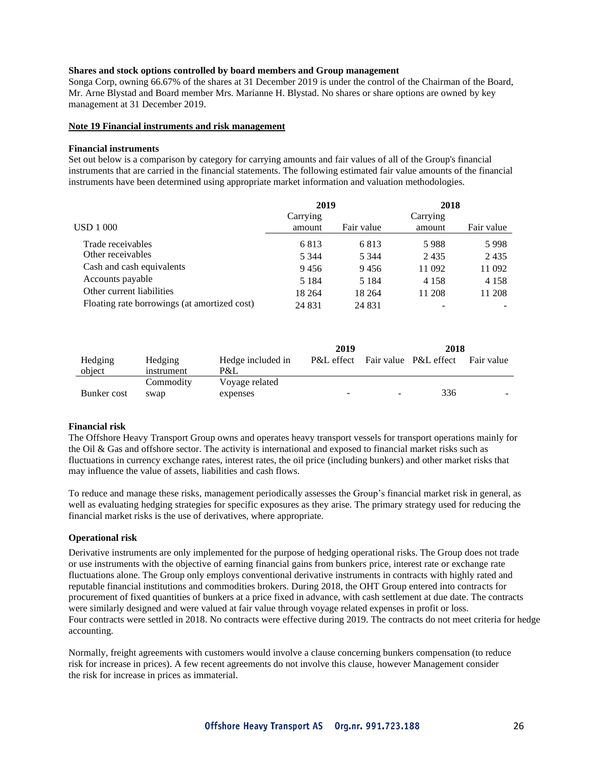**Shares and stock options controlled by board members and Group management**

Songa Corp, owning 66.67% of the shares at 31 December 2019 is under the control of the Chairman of the Board, Mr. Arne Blystad and Board member Mrs. Marianne H. Blystad. No shares or share options are owned by key management at 31 December 2019.

**Note 19 Financial instruments and risk management**

**Financial instruments**

Set out below is a comparison by category for carrying amounts and fair values of all of the Group's financial instruments that are carried in the financial statements. The following estimated fair value amounts of the financial instruments have been determined using appropriate market information and valuation methodologies.

| | 2019 | | 2018 | |
|---|---|---|---|---|
| USD 1 000 | Carrying amount | Fair value | Carrying amount | Fair value |
| Trade receivables | 6 813 | 6 813 | 5 988 | 5 998 |
| Other receivables | 5 344 | 5 344 | 2 435 | 2 435 |
| Cash and cash equivalents | 9 456 | 9 456 | 11 092 | 11 092 |
| Accounts payable | 5 184 | 5 184 | 4 158 | 4 158 |
| Other current liabilities | 18 264 | 18 264 | 11 208 | 11 208 |
| Floating rate borrowings (at amortized cost) | 24 831 | 24 831 | - | - |

| | | | 2019 | | 2018 | |
|---|---|---|---|---|---|---|
| Hedging object | Hedging instrument | Hedge included in P&L | P&L effect | Fair value | P&L effect | Fair value |
| Bunker cost | Commodity swap | Voyage related expenses | - | - | 336 | - |

**Financial risk**

The Offshore Heavy Transport Group owns and operates heavy transport vessels for transport operations mainly for the Oil & Gas and offshore sector. The activity is international and exposed to financial market risks such as fluctuations in currency exchange rates, interest rates, the oil price (including bunkers) and other market risks that may influence the value of assets, liabilities and cash flows.

To reduce and manage these risks, management periodically assesses the Group's financial market risk in general, as well as evaluating hedging strategies for specific exposures as they arise. The primary strategy used for reducing the financial market risks is the use of derivatives, where appropriate.

**Operational risk**

Derivative instruments are only implemented for the purpose of hedging operational risks. The Group does not trade or use instruments with the objective of earning financial gains from bunkers price, interest rate or exchange rate fluctuations alone. The Group only employs conventional derivative instruments in contracts with highly rated and reputable financial institutions and commodities brokers. During 2018, the OHT Group entered into contracts for procurement of fixed quantities of bunkers at a price fixed in advance, with cash settlement at due date. The contracts were similarly designed and were valued at fair value through voyage related expenses in profit or loss. Four contracts were settled in 2018. No contracts were effective during 2019. The contracts do not meet criteria for hedge accounting.

Normally, freight agreements with customers would involve a clause concerning bunkers compensation (to reduce risk for increase in prices). A few recent agreements do not involve this clause, however Management consider the risk for increase in prices as immaterial.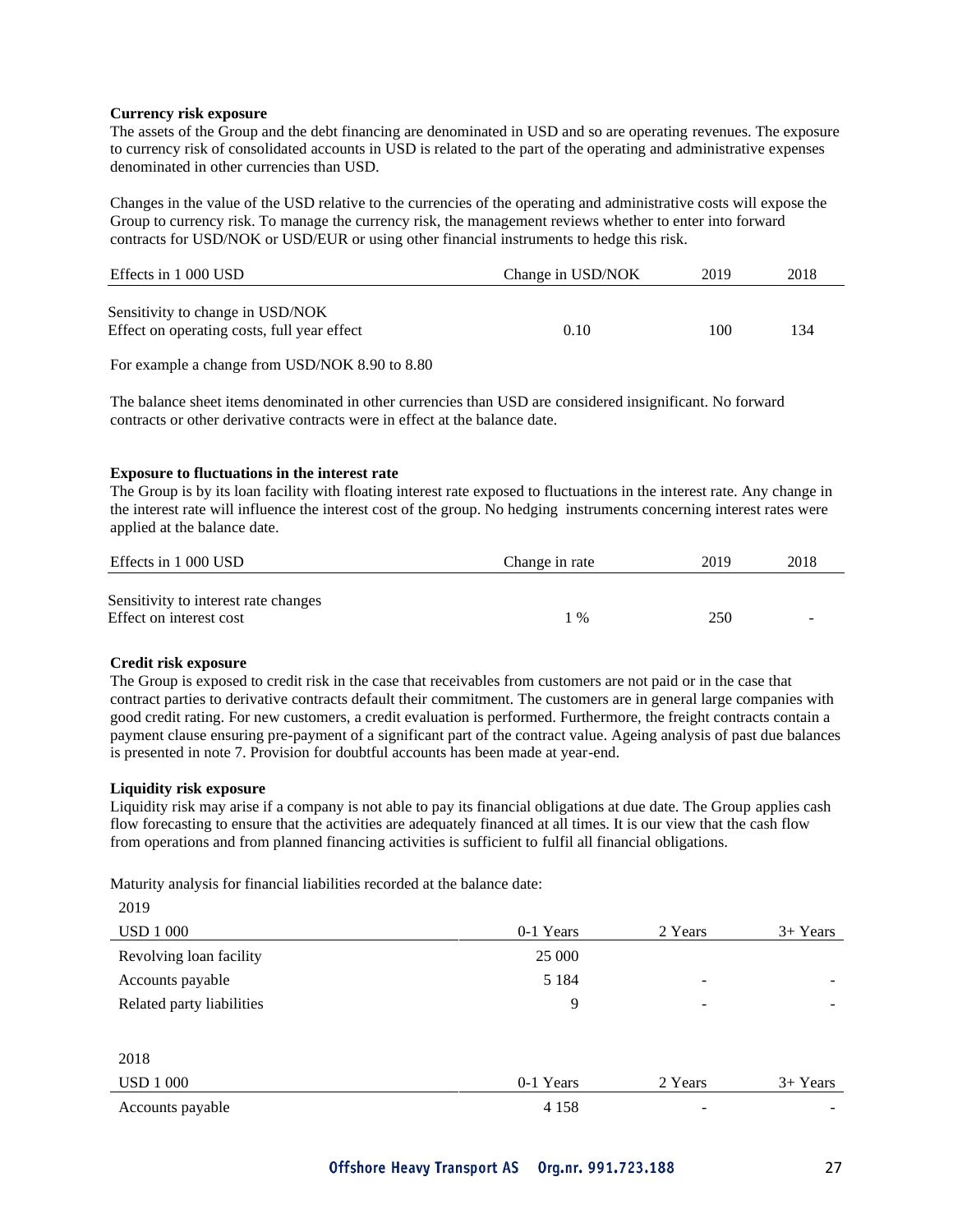**Currency risk exposure**

The assets of the Group and the debt financing are denominated in USD and so are operating revenues. The exposure to currency risk of consolidated accounts in USD is related to the part of the operating and administrative expenses denominated in other currencies than USD.

Changes in the value of the USD relative to the currencies of the operating and administrative costs will expose the Group to currency risk. To manage the currency risk, the management reviews whether to enter into forward contracts for USD/NOK or USD/EUR or using other financial instruments to hedge this risk.

| Effects in 1 000 USD | Change in USD/NOK | 2019 | 2018 |
|---|---|---|---|
| Sensitivity to change in USD/NOK<br>Effect on operating costs, full year effect | 0.10 | 100 | 134 |

For example a change from USD/NOK 8.90 to 8.80

The balance sheet items denominated in other currencies than USD are considered insignificant. No forward contracts or other derivative contracts were in effect at the balance date.

**Exposure to fluctuations in the interest rate**

The Group is by its loan facility with floating interest rate exposed to fluctuations in the interest rate. Any change in the interest rate will influence the interest cost of the group. No hedging instruments concerning interest rates were applied at the balance date.

| Effects in 1 000 USD | Change in rate | 2019 | 2018 |
|---|---|---|---|
| Sensitivity to interest rate changes<br>Effect on interest cost | 1 % | 250 | - |

**Credit risk exposure**

The Group is exposed to credit risk in the case that receivables from customers are not paid or in the case that contract parties to derivative contracts default their commitment. The customers are in general large companies with good credit rating. For new customers, a credit evaluation is performed. Furthermore, the freight contracts contain a payment clause ensuring pre-payment of a significant part of the contract value. Ageing analysis of past due balances is presented in note 7. Provision for doubtful accounts has been made at year-end.

**Liquidity risk exposure**

Liquidity risk may arise if a company is not able to pay its financial obligations at due date. The Group applies cash flow forecasting to ensure that the activities are adequately financed at all times. It is our view that the cash flow from operations and from planned financing activities is sufficient to fulfil all financial obligations.

Maturity analysis for financial liabilities recorded at the balance date:

2019

| USD 1 000 | 0-1 Years | 2 Years | 3+ Years |
|---|---|---|---|
| Revolving loan facility | 25 000 | | |
| Accounts payable | 5 184 | - | - |
| Related party liabilities | 9 | - | - |

2018

| USD 1 000 | 0-1 Years | 2 Years | 3+ Years |
|---|---|---|---|
| Accounts payable | 4 158 | - | - |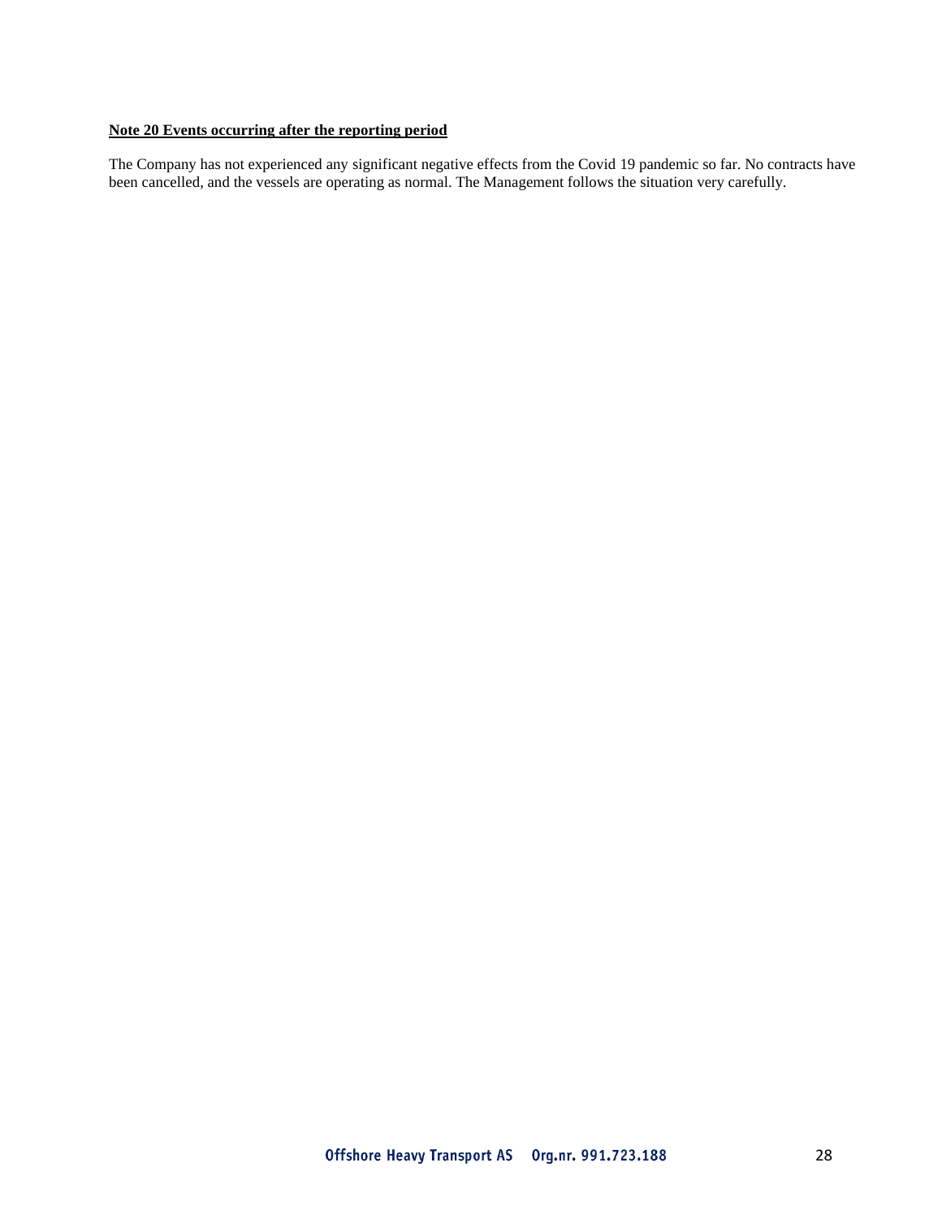**Note 20 Events occurring after the reporting period**

The Company has not experienced any significant negative effects from the Covid 19 pandemic so far. No contracts have been cancelled, and the vessels are operating as normal. The Management follows the situation very carefully.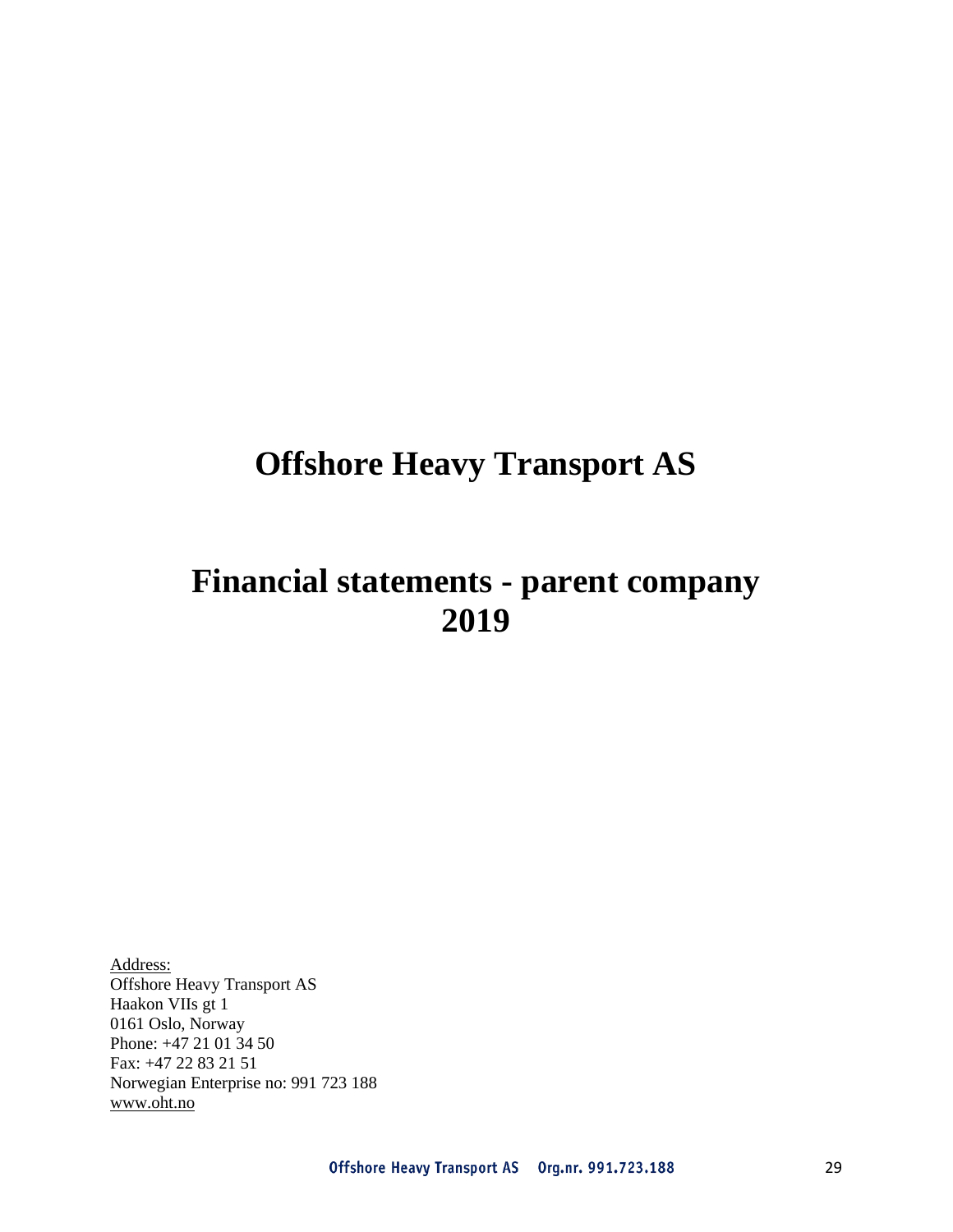# Offshore Heavy Transport AS

# Financial statements - parent company 2019

Address:
Offshore Heavy Transport AS
Haakon VIIs gt 1
0161 Oslo, Norway
Phone: +47 21 01 34 50
Fax: +47 22 83 21 51
Norwegian Enterprise no: 991 723 188
www.oht.no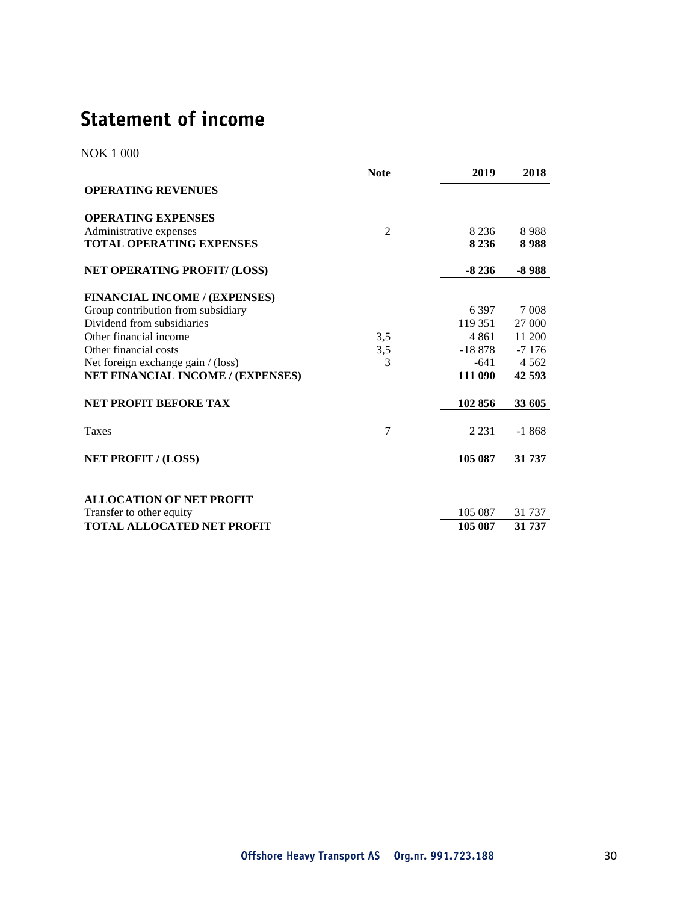# Statement of income

NOK 1 000

| | Note | 2019 | 2018 |
|---|---|---|---|
| **OPERATING REVENUES** | | | |
| | | | |
| **OPERATING EXPENSES** | | | |
| Administrative expenses | 2 | 8 236 | 8 988 |
| **TOTAL OPERATING EXPENSES** | | **8 236** | **8 988** |
| | | | |
| **NET OPERATING PROFIT/ (LOSS)** | | **-8 236** | **-8 988** |
| | | | |
| **FINANCIAL INCOME / (EXPENSES)** | | | |
| Group contribution from subsidiary | | 6 397 | 7 008 |
| Dividend from subsidiaries | | 119 351 | 27 000 |
| Other financial income | 3,5 | 4 861 | 11 200 |
| Other financial costs | 3,5 | -18 878 | -7 176 |
| Net foreign exchange gain / (loss) | 3 | -641 | 4 562 |
| **NET FINANCIAL INCOME / (EXPENSES)** | | **111 090** | **42 593** |
| | | | |
| **NET PROFIT BEFORE TAX** | | **102 856** | **33 605** |
| | | | |
| Taxes | 7 | 2 231 | -1 868 |
| | | | |
| **NET PROFIT / (LOSS)** | | **105 087** | **31 737** |
| | | | |
| **ALLOCATION OF NET PROFIT** | | | |
| Transfer to other equity | | 105 087 | 31 737 |
| **TOTAL ALLOCATED NET PROFIT** | | **105 087** | **31 737** |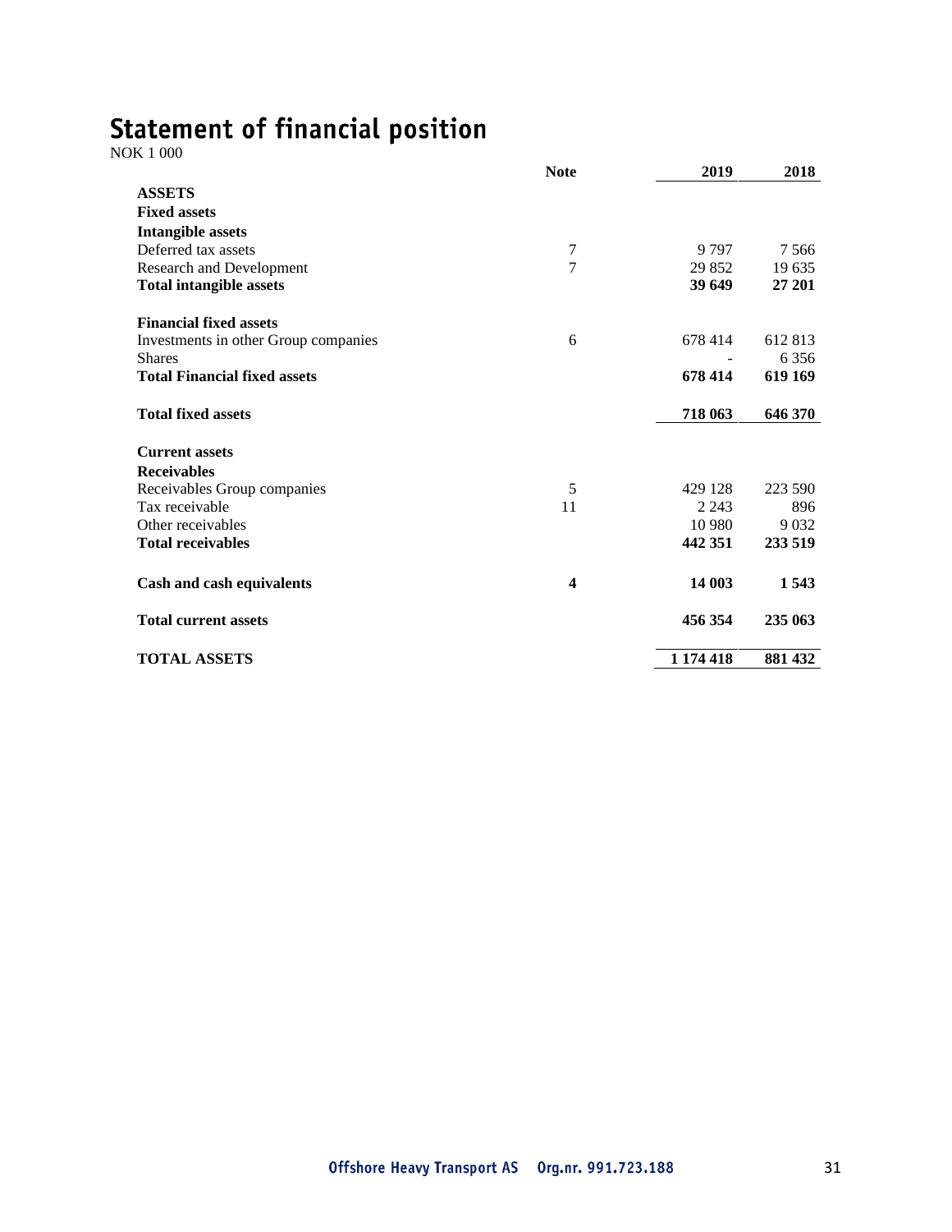# Statement of financial position

NOK 1 000

| | Note | 2019 | 2018 |
|---|---|---|---|
| **ASSETS** | | | |
| **Fixed assets** | | | |
| **Intangible assets** | | | |
| Deferred tax assets | 7 | 9 797 | 7 566 |
| Research and Development | 7 | 29 852 | 19 635 |
| **Total intangible assets** | | **39 649** | **27 201** |
| | | | |
| **Financial fixed assets** | | | |
| Investments in other Group companies | 6 | 678 414 | 612 813 |
| Shares | | - | 6 356 |
| **Total Financial fixed assets** | | **678 414** | **619 169** |
| | | | |
| **Total fixed assets** | | **718 063** | **646 370** |
| | | | |
| **Current assets** | | | |
| **Receivables** | | | |
| Receivables Group companies | 5 | 429 128 | 223 590 |
| Tax receivable | 11 | 2 243 | 896 |
| Other receivables | | 10 980 | 9 032 |
| **Total receivables** | | **442 351** | **233 519** |
| | | | |
| **Cash and cash equivalents** | **4** | **14 003** | **1 543** |
| | | | |
| **Total current assets** | | **456 354** | **235 063** |
| | | | |
| **TOTAL ASSETS** | | **1 174 418** | **881 432** |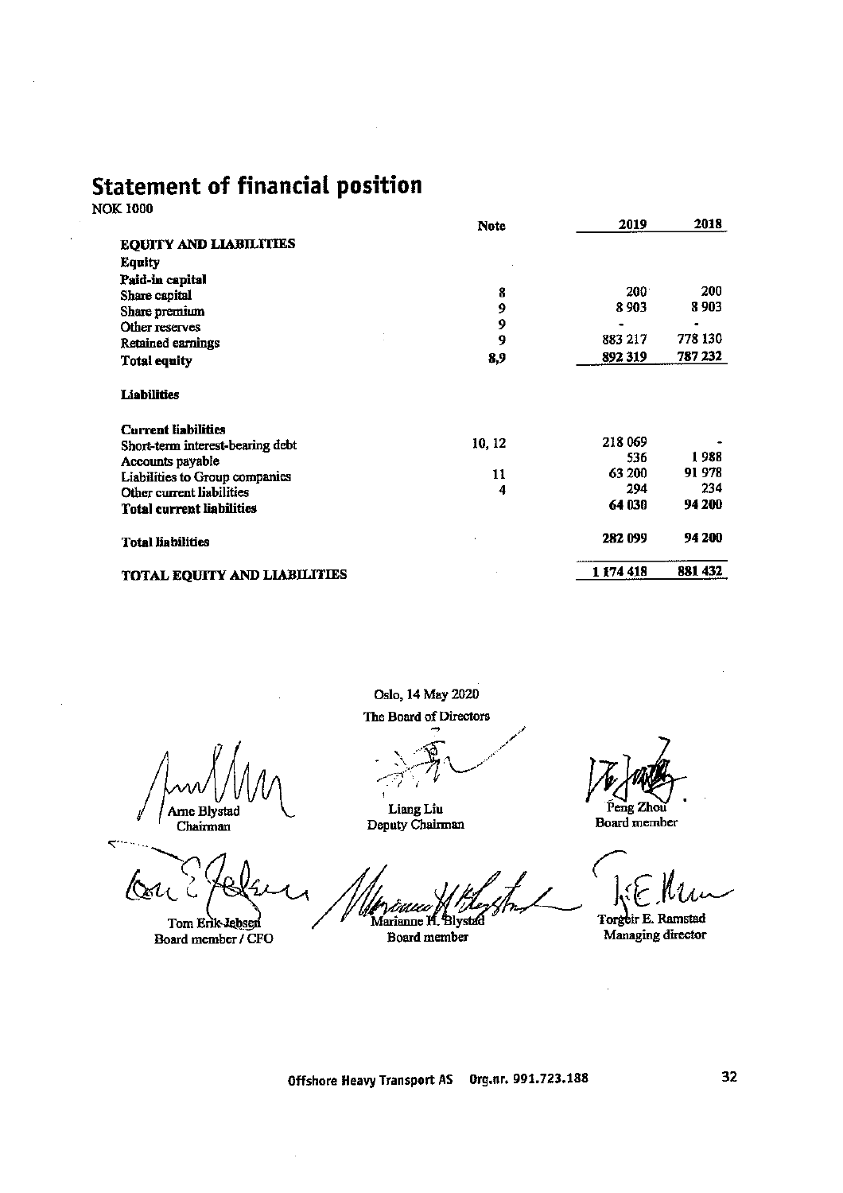# Statement of financial position

NOK 1000

| | Note | 2019 | 2018 |
|---|---|---|---|
| **EQUITY AND LIABILITIES** | | | |
| **Equity** | | | |
| **Paid-in capital** | | | |
| Share capital | 8 | 200 | 200 |
| Share premium | 9 | 8 903 | 8 903 |
| Other reserves | 9 | - | - |
| Retained earnings | 9 | 883 217 | 778 130 |
| **Total equity** | 8,9 | 892 319 | 787 232 |
| | | | |
| **Liabilities** | | | |
| | | | |
| **Current liabilities** | | | |
| Short-term interest-bearing debt | 10, 12 | 218 069 | - |
| Accounts payable | | 536 | 1 988 |
| Liabilities to Group companies | 11 | 63 200 | 91 978 |
| Other current liabilities | 4 | 294 | 234 |
| **Total current liabilities** | | 64 030 | 94 200 |
| | | | |
| **Total liabilities** | | 282 099 | 94 200 |
| | | | |
| **TOTAL EQUITY AND LIABILITIES** | | 1 174 418 | 881 432 |

Oslo, 14 May 2020

The Board of Directors

Arne Blystad
Chairman

Liang Liu
Deputy Chairman

Peng Zhou
Board member

Tom Erik Jebsen
Board member / CFO

Marianne H. Blystad
Board member

Torgeir E. Ramstad
Managing director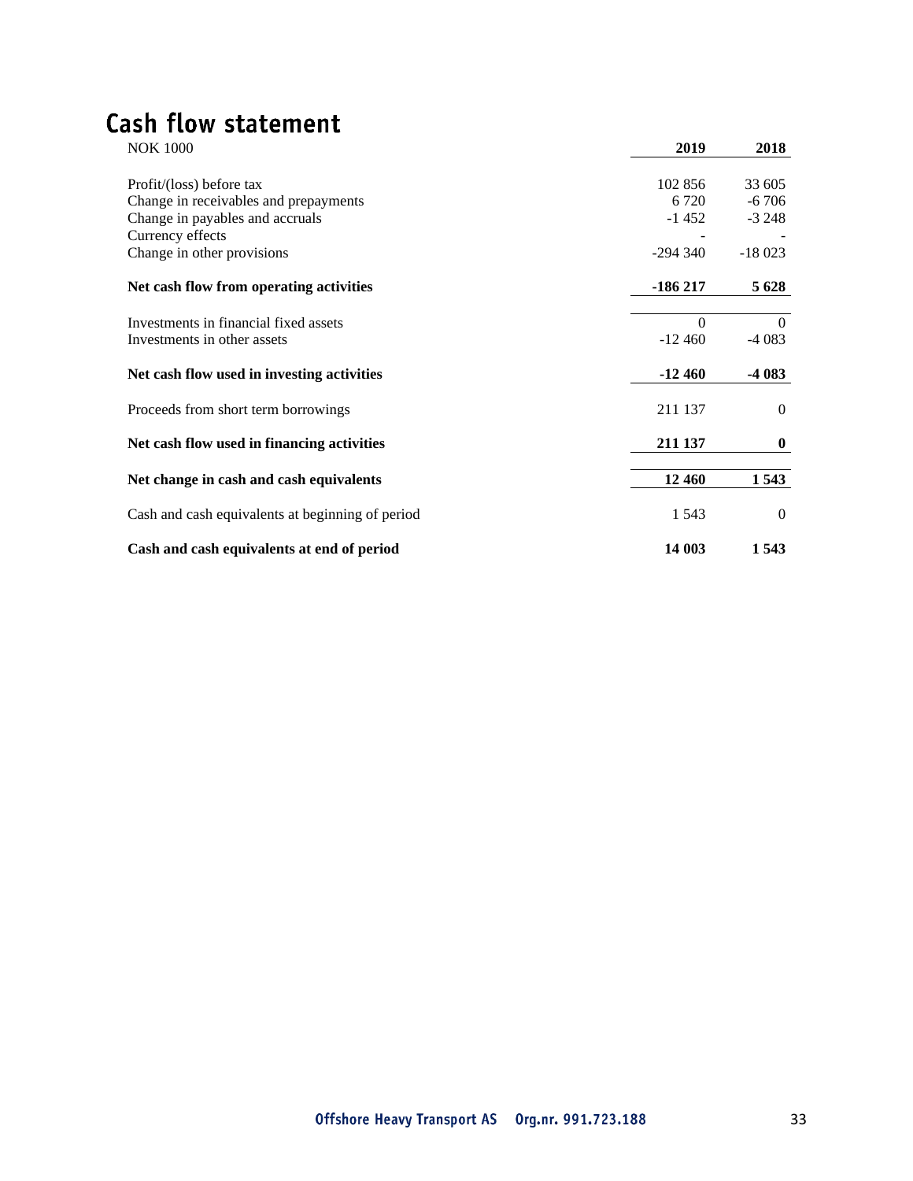# Cash flow statement

| NOK 1000 | 2019 | 2018 |
|---|---|---|
| Profit/(loss) before tax | 102 856 | 33 605 |
| Change in receivables and prepayments | 6 720 | -6 706 |
| Change in payables and accruals | -1 452 | -3 248 |
| Currency effects | - | - |
| Change in other provisions | -294 340 | -18 023 |
| **Net cash flow from operating activities** | **-186 217** | **5 628** |
| Investments in financial fixed assets | 0 | 0 |
| Investments in other assets | -12 460 | -4 083 |
| **Net cash flow used in investing activities** | **-12 460** | **-4 083** |
| Proceeds from short term borrowings | 211 137 | 0 |
| **Net cash flow used in financing activities** | **211 137** | **0** |
| **Net change in cash and cash equivalents** | **12 460** | **1 543** |
| Cash and cash equivalents at beginning of period | 1 543 | 0 |
| **Cash and cash equivalents at end of period** | **14 003** | **1 543** |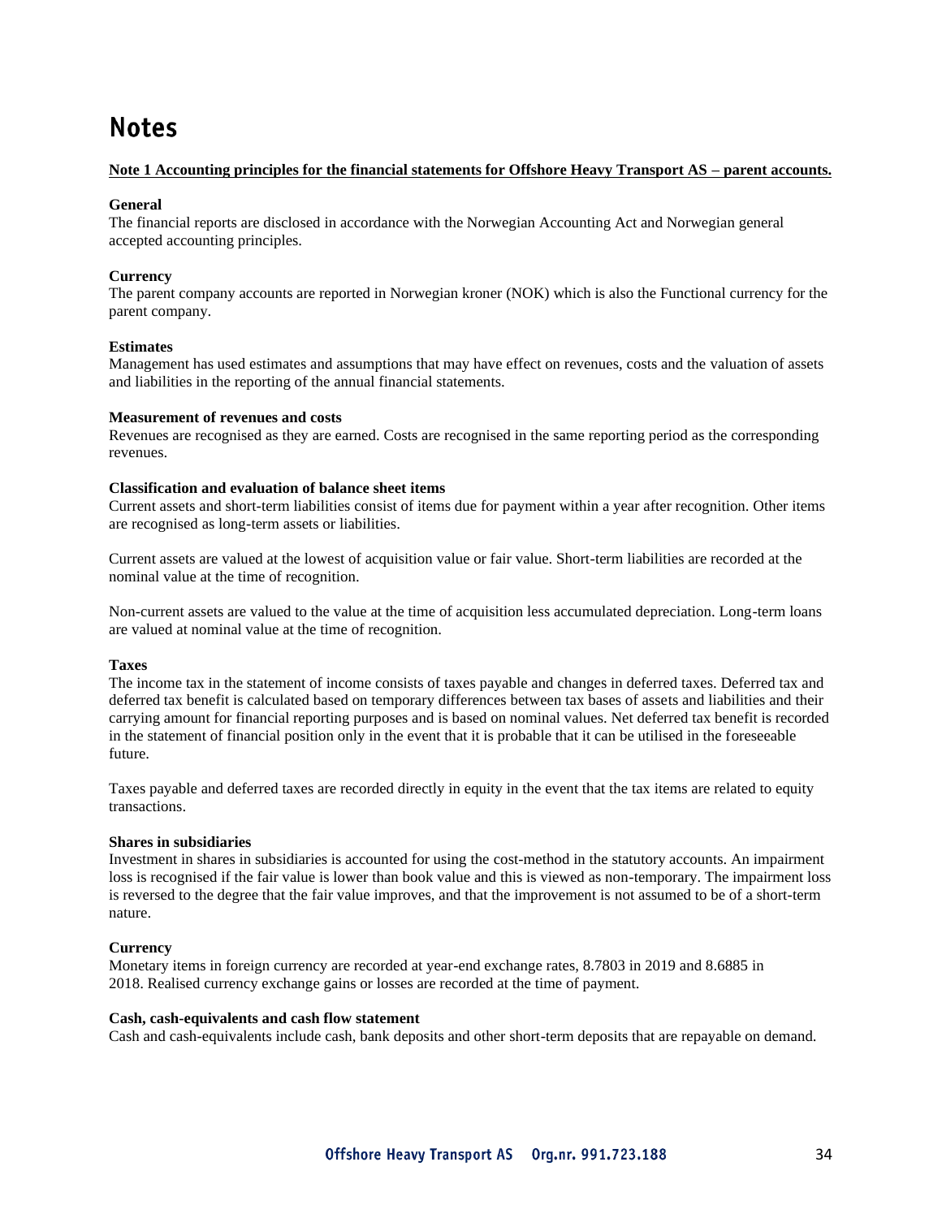# Notes

**Note 1 Accounting principles for the financial statements for Offshore Heavy Transport AS – parent accounts.**

**General**
The financial reports are disclosed in accordance with the Norwegian Accounting Act and Norwegian general accepted accounting principles.

**Currency**
The parent company accounts are reported in Norwegian kroner (NOK) which is also the Functional currency for the parent company.

**Estimates**
Management has used estimates and assumptions that may have effect on revenues, costs and the valuation of assets and liabilities in the reporting of the annual financial statements.

**Measurement of revenues and costs**
Revenues are recognised as they are earned. Costs are recognised in the same reporting period as the corresponding revenues.

**Classification and evaluation of balance sheet items**
Current assets and short-term liabilities consist of items due for payment within a year after recognition. Other items are recognised as long-term assets or liabilities.

Current assets are valued at the lowest of acquisition value or fair value. Short-term liabilities are recorded at the nominal value at the time of recognition.

Non-current assets are valued to the value at the time of acquisition less accumulated depreciation. Long-term loans are valued at nominal value at the time of recognition.

**Taxes**
The income tax in the statement of income consists of taxes payable and changes in deferred taxes. Deferred tax and deferred tax benefit is calculated based on temporary differences between tax bases of assets and liabilities and their carrying amount for financial reporting purposes and is based on nominal values. Net deferred tax benefit is recorded in the statement of financial position only in the event that it is probable that it can be utilised in the foreseeable future.

Taxes payable and deferred taxes are recorded directly in equity in the event that the tax items are related to equity transactions.

**Shares in subsidiaries**
Investment in shares in subsidiaries is accounted for using the cost-method in the statutory accounts. An impairment loss is recognised if the fair value is lower than book value and this is viewed as non-temporary. The impairment loss is reversed to the degree that the fair value improves, and that the improvement is not assumed to be of a short-term nature.

**Currency**
Monetary items in foreign currency are recorded at year-end exchange rates, 8.7803 in 2019 and 8.6885 in 2018. Realised currency exchange gains or losses are recorded at the time of payment.

**Cash, cash-equivalents and cash flow statement**
Cash and cash-equivalents include cash, bank deposits and other short-term deposits that are repayable on demand.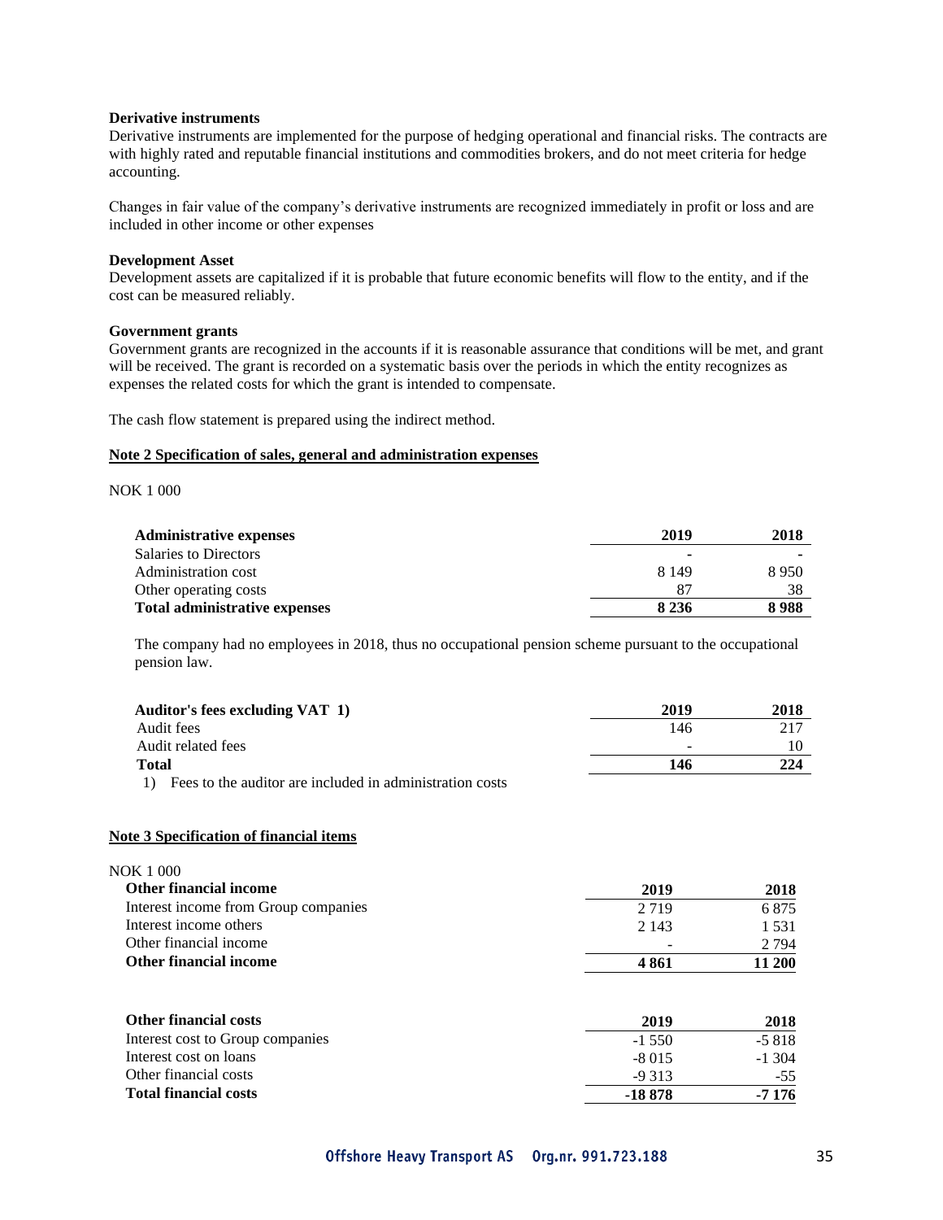**Derivative instruments**
Derivative instruments are implemented for the purpose of hedging operational and financial risks. The contracts are with highly rated and reputable financial institutions and commodities brokers, and do not meet criteria for hedge accounting.

Changes in fair value of the company's derivative instruments are recognized immediately in profit or loss and are included in other income or other expenses

**Development Asset**
Development assets are capitalized if it is probable that future economic benefits will flow to the entity, and if the cost can be measured reliably.

**Government grants**
Government grants are recognized in the accounts if it is reasonable assurance that conditions will be met, and grant will be received. The grant is recorded on a systematic basis over the periods in which the entity recognizes as expenses the related costs for which the grant is intended to compensate.

The cash flow statement is prepared using the indirect method.

## Note 2 Specification of sales, general and administration expenses

NOK 1 000

| **Administrative expenses** | **2019** | **2018** |
|---|---|---|
| Salaries to Directors | - | - |
| Administration cost | 8 149 | 8 950 |
| Other operating costs | 87 | 38 |
| **Total administrative expenses** | **8 236** | **8 988** |

The company had no employees in 2018, thus no occupational pension scheme pursuant to the occupational pension law.

| **Auditor's fees excluding VAT 1)** | **2019** | **2018** |
|---|---|---|
| Audit fees | 146 | 217 |
| Audit related fees | - | 10 |
| **Total** | **146** | **224** |

1) Fees to the auditor are included in administration costs

## Note 3 Specification of financial items

NOK 1 000

| **Other financial income** | **2019** | **2018** |
|---|---|---|
| Interest income from Group companies | 2 719 | 6 875 |
| Interest income others | 2 143 | 1 531 |
| Other financial income | - | 2 794 |
| **Other financial income** | **4 861** | **11 200** |

| **Other financial costs** | **2019** | **2018** |
|---|---|---|
| Interest cost to Group companies | -1 550 | -5 818 |
| Interest cost on loans | -8 015 | -1 304 |
| Other financial costs | -9 313 | -55 |
| **Total financial costs** | **-18 878** | **-7 176** |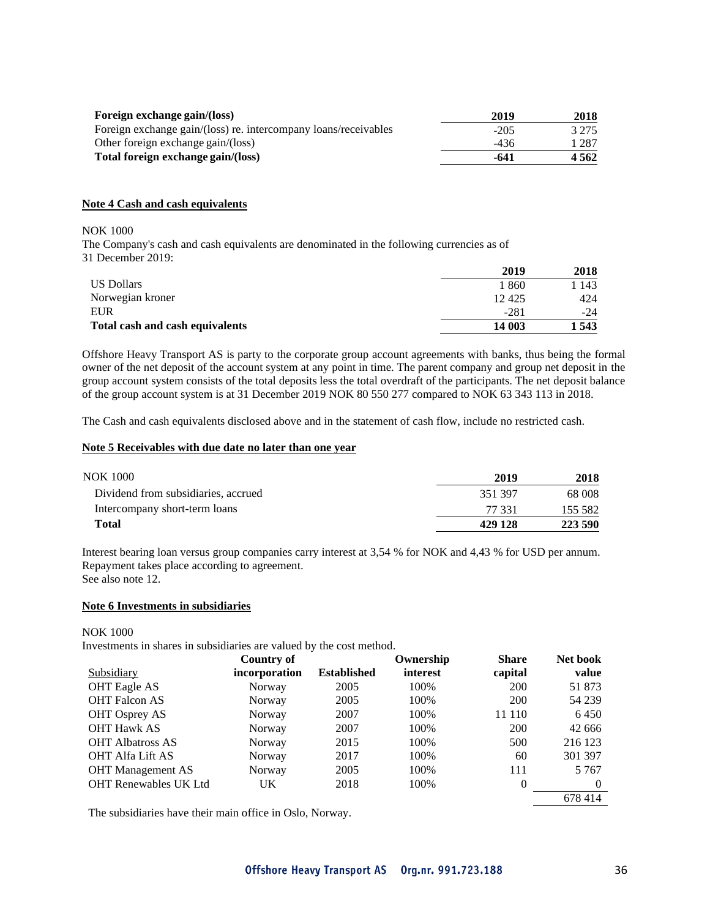| Foreign exchange gain/(loss) | 2019 | 2018 |
|---|---|---|
| Foreign exchange gain/(loss) re. intercompany loans/receivables | -205 | 3 275 |
| Other foreign exchange gain/(loss) | -436 | 1 287 |
| **Total foreign exchange gain/(loss)** | **-641** | **4 562** |

**Note 4 Cash and cash equivalents**

NOK 1000

The Company's cash and cash equivalents are denominated in the following currencies as of 31 December 2019:

| | 2019 | 2018 |
|---|---|---|
| US Dollars | 1 860 | 1 143 |
| Norwegian kroner | 12 425 | 424 |
| EUR | -281 | -24 |
| **Total cash and cash equivalents** | **14 003** | **1 543** |

Offshore Heavy Transport AS is party to the corporate group account agreements with banks, thus being the formal owner of the net deposit of the account system at any point in time. The parent company and group net deposit in the group account system consists of the total deposits less the total overdraft of the participants. The net deposit balance of the group account system is at 31 December 2019 NOK 80 550 277 compared to NOK 63 343 113 in 2018.

The Cash and cash equivalents disclosed above and in the statement of cash flow, include no restricted cash.

**Note 5 Receivables with due date no later than one year**

| NOK 1000 | 2019 | 2018 |
|---|---|---|
| Dividend from subsidiaries, accrued | 351 397 | 68 008 |
| Intercompany short-term loans | 77 331 | 155 582 |
| **Total** | **429 128** | **223 590** |

Interest bearing loan versus group companies carry interest at 3,54 % for NOK and 4,43 % for USD per annum. Repayment takes place according to agreement.
See also note 12.

**Note 6 Investments in subsidiaries**

NOK 1000

Investments in shares in subsidiaries are valued by the cost method.

| Subsidiary | Country of incorporation | Established | Ownership interest | Share capital | Net book value |
|---|---|---|---|---|---|
| OHT Eagle AS | Norway | 2005 | 100% | 200 | 51 873 |
| OHT Falcon AS | Norway | 2005 | 100% | 200 | 54 239 |
| OHT Osprey AS | Norway | 2007 | 100% | 11 110 | 6 450 |
| OHT Hawk AS | Norway | 2007 | 100% | 200 | 42 666 |
| OHT Albatross AS | Norway | 2015 | 100% | 500 | 216 123 |
| OHT Alfa Lift AS | Norway | 2017 | 100% | 60 | 301 397 |
| OHT Management AS | Norway | 2005 | 100% | 111 | 5 767 |
| OHT Renewables UK Ltd | UK | 2018 | 100% | 0 | 0 |
| | | | | | 678 414 |

The subsidiaries have their main office in Oslo, Norway.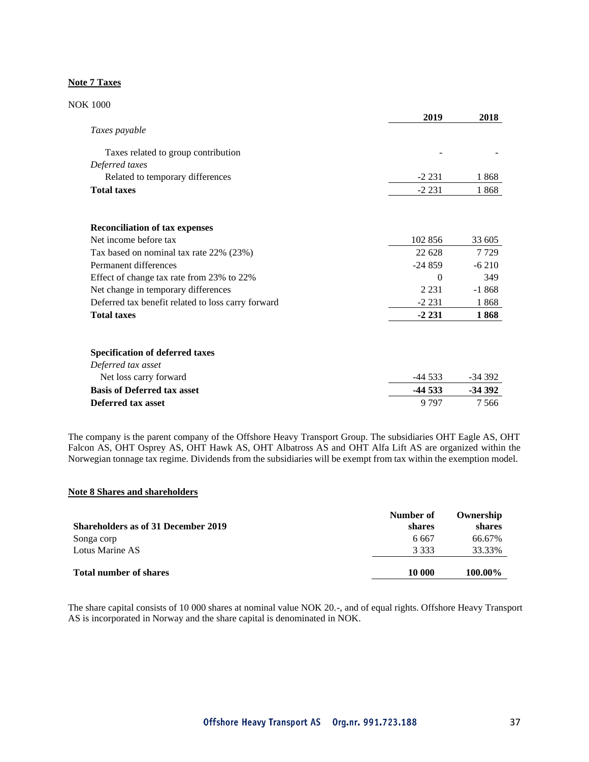**Note 7 Taxes**

NOK 1000

| | 2019 | 2018 |
|---|---|---|
| *Taxes payable* | | |
| Taxes related to group contribution | - | - |
| *Deferred taxes* | | |
| Related to temporary differences | -2 231 | 1 868 |
| **Total taxes** | -2 231 | 1 868 |

| **Reconciliation of tax expenses** | | |
|---|---|---|
| Net income before tax | 102 856 | 33 605 |
| Tax based on nominal tax rate 22% (23%) | 22 628 | 7 729 |
| Permanent differences | -24 859 | -6 210 |
| Effect of change tax rate from 23% to 22% | 0 | 349 |
| Net change in temporary differences | 2 231 | -1 868 |
| Deferred tax benefit related to loss carry forward | -2 231 | 1 868 |
| **Total taxes** | **-2 231** | **1 868** |

| **Specification of deferred taxes** | | |
|---|---|---|
| *Deferred tax asset* | | |
| Net loss carry forward | -44 533 | -34 392 |
| **Basis of Deferred tax asset** | **-44 533** | **-34 392** |
| **Deferred tax asset** | 9 797 | 7 566 |

The company is the parent company of the Offshore Heavy Transport Group. The subsidiaries OHT Eagle AS, OHT Falcon AS, OHT Osprey AS, OHT Hawk AS, OHT Albatross AS and OHT Alfa Lift AS are organized within the Norwegian tonnage tax regime. Dividends from the subsidiaries will be exempt from tax within the exemption model.

**Note 8 Shares and shareholders**

| Shareholders as of 31 December 2019 | Number of shares | Ownership shares |
|---|---|---|
| Songa corp | 6 667 | 66.67% |
| Lotus Marine AS | 3 333 | 33.33% |
| **Total number of shares** | **10 000** | **100.00%** |

The share capital consists of 10 000 shares at nominal value NOK 20.-, and of equal rights. Offshore Heavy Transport AS is incorporated in Norway and the share capital is denominated in NOK.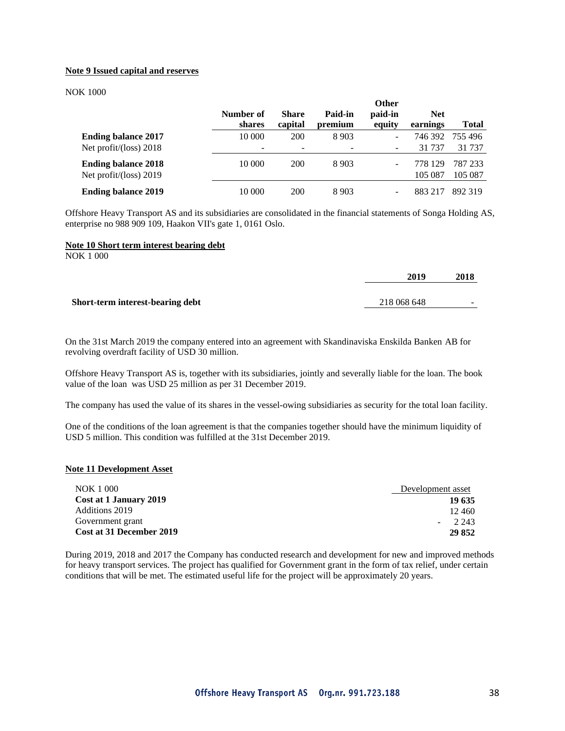**Note 9 Issued capital and reserves**

NOK 1000

| | Number of shares | Share capital | Paid-in premium | Other paid-in equity | Net earnings | Total |
|---|---|---|---|---|---|---|
| **Ending balance 2017** | 10 000 | 200 | 8 903 | - | 746 392 | 755 496 |
| Net profit/(loss) 2018 | - | - | - | - | 31 737 | 31 737 |
| **Ending balance 2018** | 10 000 | 200 | 8 903 | - | 778 129 | 787 233 |
| Net profit/(loss) 2019 | | | | | 105 087 | 105 087 |
| **Ending balance 2019** | 10 000 | 200 | 8 903 | - | 883 217 | 892 319 |

Offshore Heavy Transport AS and its subsidiaries are consolidated in the financial statements of Songa Holding AS, enterprise no 988 909 109, Haakon VII's gate 1, 0161 Oslo.

**Note 10 Short term interest bearing debt**

NOK 1 000

| | 2019 | 2018 |
|---|---|---|
| **Short-term interest-bearing debt** | 218 068 648 | - |

On the 31st March 2019 the company entered into an agreement with Skandinaviska Enskilda Banken AB for revolving overdraft facility of USD 30 million.

Offshore Heavy Transport AS is, together with its subsidiaries, jointly and severally liable for the loan. The book value of the loan was USD 25 million as per 31 December 2019.

The company has used the value of its shares in the vessel-owing subsidiaries as security for the total loan facility.

One of the conditions of the loan agreement is that the companies together should have the minimum liquidity of USD 5 million. This condition was fulfilled at the 31st December 2019.

**Note 11 Development Asset**

| NOK 1 000 | Development asset |
|---|---|
| **Cost at 1 January 2019** | **19 635** |
| Additions 2019 | 12 460 |
| Government grant | - 2 243 |
| **Cost at 31 December 2019** | **29 852** |

During 2019, 2018 and 2017 the Company has conducted research and development for new and improved methods for heavy transport services. The project has qualified for Government grant in the form of tax relief, under certain conditions that will be met. The estimated useful life for the project will be approximately 20 years.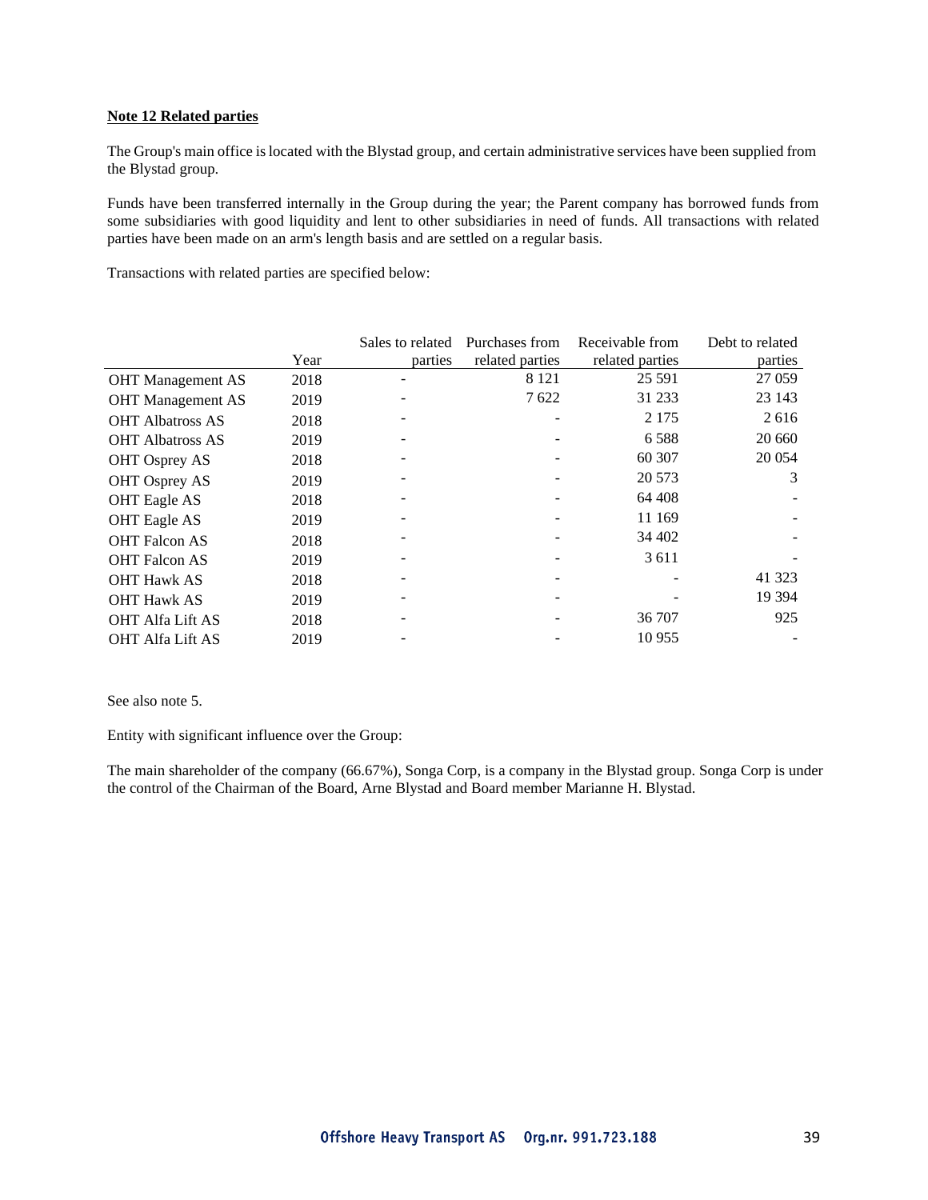**Note 12 Related parties**

The Group's main office is located with the Blystad group, and certain administrative services have been supplied from the Blystad group.

Funds have been transferred internally in the Group during the year; the Parent company has borrowed funds from some subsidiaries with good liquidity and lent to other subsidiaries in need of funds. All transactions with related parties have been made on an arm's length basis and are settled on a regular basis.

Transactions with related parties are specified below:

| | Year | Sales to related parties | Purchases from related parties | Receivable from related parties | Debt to related parties |
|---|---|---|---|---|---|
| OHT Management AS | 2018 | - | 8 121 | 25 591 | 27 059 |
| OHT Management AS | 2019 | - | 7 622 | 31 233 | 23 143 |
| OHT Albatross AS | 2018 | - | - | 2 175 | 2 616 |
| OHT Albatross AS | 2019 | - | - | 6 588 | 20 660 |
| OHT Osprey AS | 2018 | - | - | 60 307 | 20 054 |
| OHT Osprey AS | 2019 | - | - | 20 573 | 3 |
| OHT Eagle AS | 2018 | - | - | 64 408 | - |
| OHT Eagle AS | 2019 | - | - | 11 169 | - |
| OHT Falcon AS | 2018 | - | - | 34 402 | - |
| OHT Falcon AS | 2019 | - | - | 3 611 | - |
| OHT Hawk AS | 2018 | - | - | - | 41 323 |
| OHT Hawk AS | 2019 | - | - | - | 19 394 |
| OHT Alfa Lift AS | 2018 | - | - | 36 707 | 925 |
| OHT Alfa Lift AS | 2019 | - | - | 10 955 | - |

See also note 5.

Entity with significant influence over the Group:

The main shareholder of the company (66.67%), Songa Corp, is a company in the Blystad group. Songa Corp is under the control of the Chairman of the Board, Arne Blystad and Board member Marianne H. Blystad.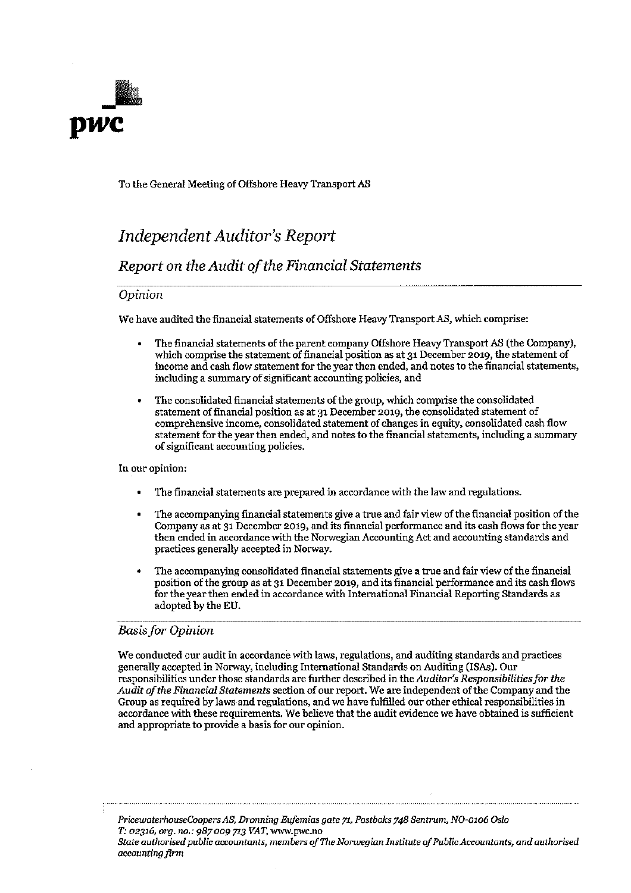To the General Meeting of Offshore Heavy Transport AS

# *Independent Auditor's Report*

## *Report on the Audit of the Financial Statements*

### *Opinion*

We have audited the financial statements of Offshore Heavy Transport AS, which comprise:

- The financial statements of the parent company Offshore Heavy Transport AS (the Company), which comprise the statement of financial position as at 31 December 2019, the statement of income and cash flow statement for the year then ended, and notes to the financial statements, including a summary of significant accounting policies, and
- The consolidated financial statements of the group, which comprise the consolidated statement of financial position as at 31 December 2019, the consolidated statement of comprehensive income, consolidated statement of changes in equity, consolidated cash flow statement for the year then ended, and notes to the financial statements, including a summary of significant accounting policies.

In our opinion:

- The financial statements are prepared in accordance with the law and regulations.
- The accompanying financial statements give a true and fair view of the financial position of the Company as at 31 December 2019, and its financial performance and its cash flows for the year then ended in accordance with the Norwegian Accounting Act and accounting standards and practices generally accepted in Norway.
- The accompanying consolidated financial statements give a true and fair view of the financial position of the group as at 31 December 2019, and its financial performance and its cash flows for the year then ended in accordance with International Financial Reporting Standards as adopted by the EU.

### *Basis for Opinion*

We conducted our audit in accordance with laws, regulations, and auditing standards and practices generally accepted in Norway, including International Standards on Auditing (ISAs). Our responsibilities under those standards are further described in the *Auditor's Responsibilities for the Audit of the Financial Statements* section of our report. We are independent of the Company and the Group as required by laws and regulations, and we have fulfilled our other ethical responsibilities in accordance with these requirements. We believe that the audit evidence we have obtained is sufficient and appropriate to provide a basis for our opinion.

*PricewaterhouseCoopers AS, Dronning Eufemias gate 71, Postboks 748 Sentrum, NO-0106 Oslo*
*T: 02316, org. no.: 987 009 713 VAT, www.pwc.no*
*State authorised public accountants, members of The Norwegian Institute of Public Accountants, and authorised accounting firm*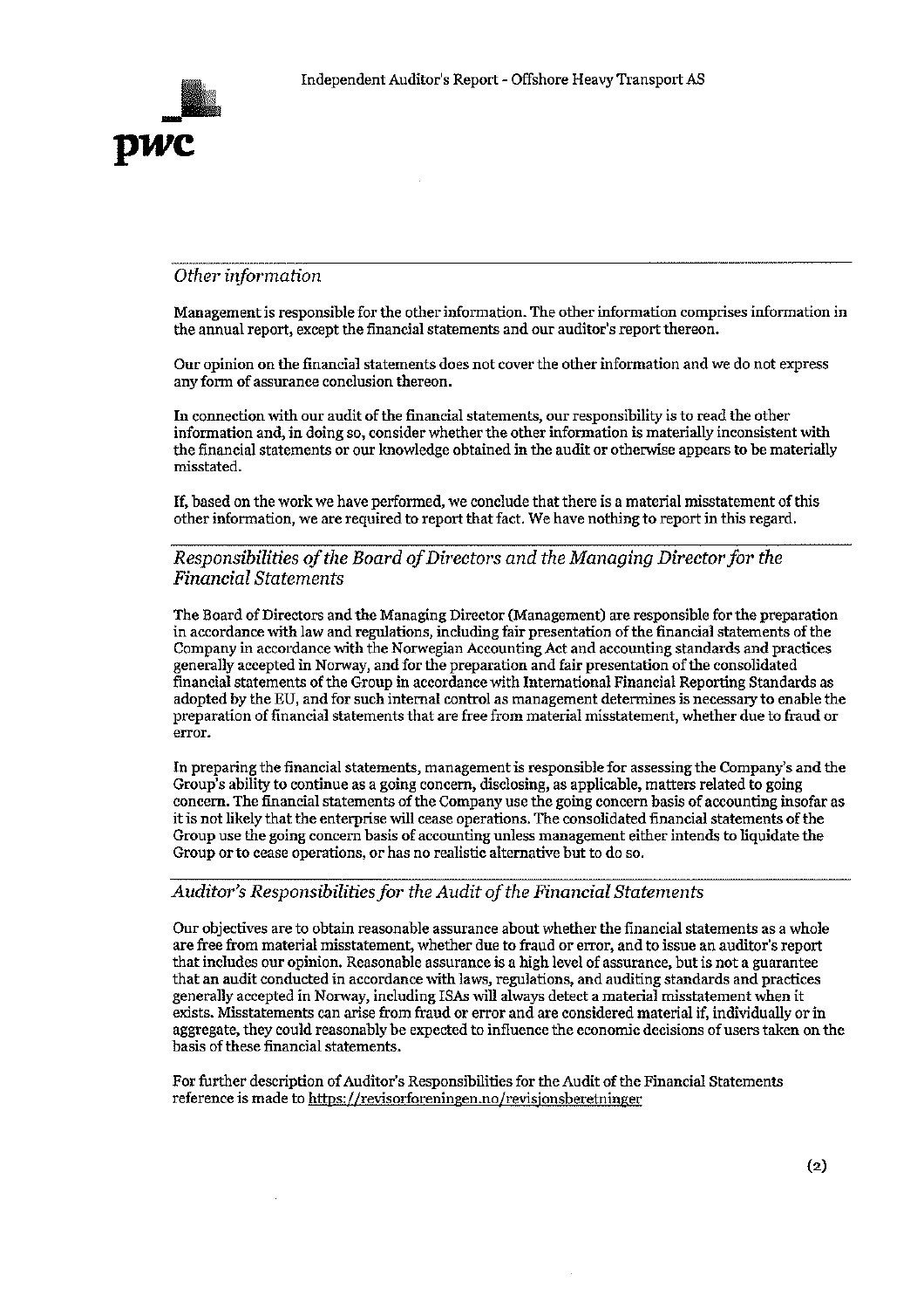### *Other information*

Management is responsible for the other information. The other information comprises information in the annual report, except the financial statements and our auditor's report thereon.

Our opinion on the financial statements does not cover the other information and we do not express any form of assurance conclusion thereon.

In connection with our audit of the financial statements, our responsibility is to read the other information and, in doing so, consider whether the other information is materially inconsistent with the financial statements or our knowledge obtained in the audit or otherwise appears to be materially misstated.

If, based on the work we have performed, we conclude that there is a material misstatement of this other information, we are required to report that fact. We have nothing to report in this regard.

### *Responsibilities of the Board of Directors and the Managing Director for the Financial Statements*

The Board of Directors and the Managing Director (Management) are responsible for the preparation in accordance with law and regulations, including fair presentation of the financial statements of the Company in accordance with the Norwegian Accounting Act and accounting standards and practices generally accepted in Norway, and for the preparation and fair presentation of the consolidated financial statements of the Group in accordance with International Financial Reporting Standards as adopted by the EU, and for such internal control as management determines is necessary to enable the preparation of financial statements that are free from material misstatement, whether due to fraud or error.

In preparing the financial statements, management is responsible for assessing the Company's and the Group's ability to continue as a going concern, disclosing, as applicable, matters related to going concern. The financial statements of the Company use the going concern basis of accounting insofar as it is not likely that the enterprise will cease operations. The consolidated financial statements of the Group use the going concern basis of accounting unless management either intends to liquidate the Group or to cease operations, or has no realistic alternative but to do so.

### *Auditor's Responsibilities for the Audit of the Financial Statements*

Our objectives are to obtain reasonable assurance about whether the financial statements as a whole are free from material misstatement, whether due to fraud or error, and to issue an auditor's report that includes our opinion. Reasonable assurance is a high level of assurance, but is not a guarantee that an audit conducted in accordance with laws, regulations, and auditing standards and practices generally accepted in Norway, including ISAs will always detect a material misstatement when it exists. Misstatements can arise from fraud or error and are considered material if, individually or in aggregate, they could reasonably be expected to influence the economic decisions of users taken on the basis of these financial statements.

For further description of Auditor's Responsibilities for the Audit of the Financial Statements reference is made to https://revisorforeningen.no/revisjonsberetninger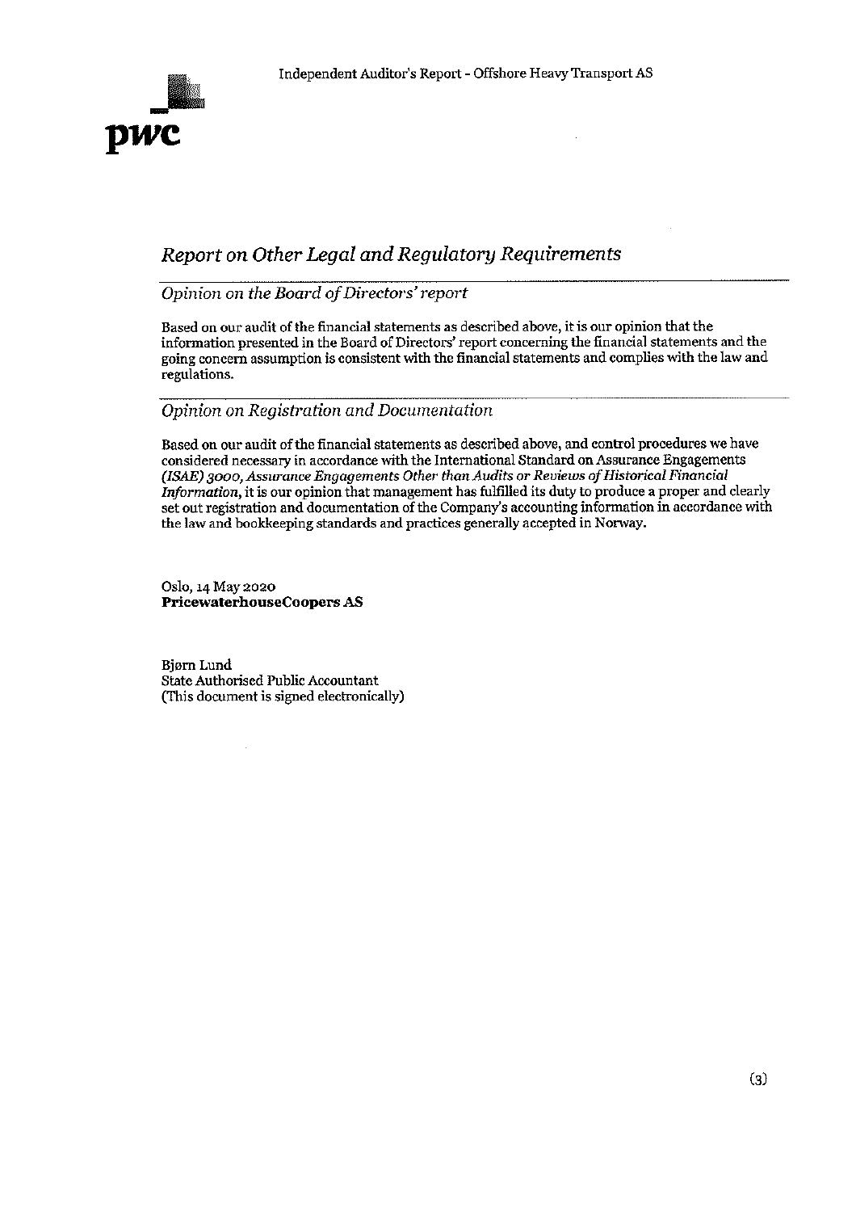## *Report on Other Legal and Regulatory Requirements*

### *Opinion on the Board of Directors' report*

Based on our audit of the financial statements as described above, it is our opinion that the information presented in the Board of Directors' report concerning the financial statements and the going concern assumption is consistent with the financial statements and complies with the law and regulations.

### *Opinion on Registration and Documentation*

Based on our audit of the financial statements as described above, and control procedures we have considered necessary in accordance with the International Standard on Assurance Engagements *(ISAE) 3000, Assurance Engagements Other than Audits or Reviews of Historical Financial Information*, it is our opinion that management has fulfilled its duty to produce a proper and clearly set out registration and documentation of the Company's accounting information in accordance with the law and bookkeeping standards and practices generally accepted in Norway.

Oslo, 14 May 2020
**PricewaterhouseCoopers AS**

Bjørn Lund
State Authorised Public Accountant
(This document is signed electronically)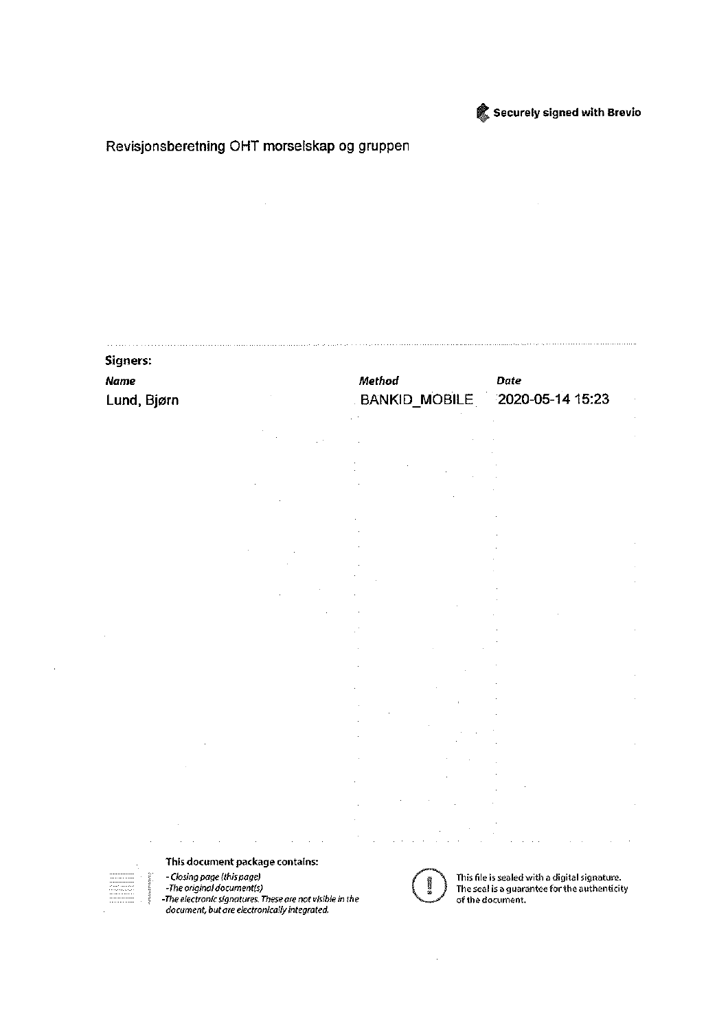Securely signed with Brevio

Revisjonsberetning OHT morselskap og gruppen

**Signers:**

| *Name* | *Method* | *Date* |
|---|---|---|
| Lund, Bjørn | BANKID_MOBILE | 2020-05-14 15:23 |

**This document package contains:**

- *Closing page (this page)*
- *The original document(s)*
- *The electronic signatures. These are not visible in the document, but are electronically integrated.*

This file is sealed with a digital signature. The seal is a guarantee for the authenticity of the document.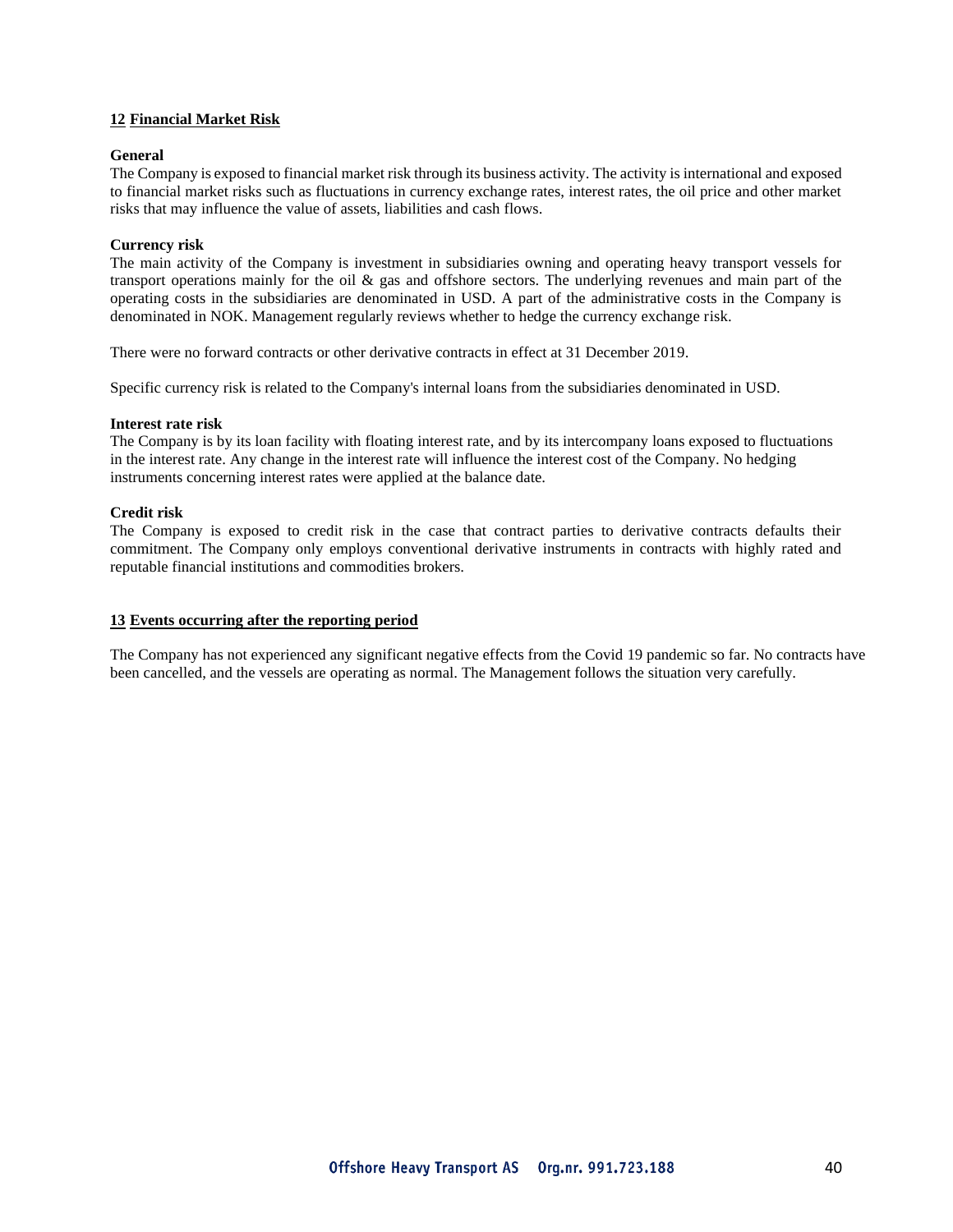## 12 Financial Market Risk

**General**

The Company is exposed to financial market risk through its business activity. The activity is international and exposed to financial market risks such as fluctuations in currency exchange rates, interest rates, the oil price and other market risks that may influence the value of assets, liabilities and cash flows.

**Currency risk**

The main activity of the Company is investment in subsidiaries owning and operating heavy transport vessels for transport operations mainly for the oil & gas and offshore sectors. The underlying revenues and main part of the operating costs in the subsidiaries are denominated in USD. A part of the administrative costs in the Company is denominated in NOK. Management regularly reviews whether to hedge the currency exchange risk.

There were no forward contracts or other derivative contracts in effect at 31 December 2019.

Specific currency risk is related to the Company's internal loans from the subsidiaries denominated in USD.

**Interest rate risk**

The Company is by its loan facility with floating interest rate, and by its intercompany loans exposed to fluctuations in the interest rate. Any change in the interest rate will influence the interest cost of the Company. No hedging instruments concerning interest rates were applied at the balance date.

**Credit risk**

The Company is exposed to credit risk in the case that contract parties to derivative contracts defaults their commitment. The Company only employs conventional derivative instruments in contracts with highly rated and reputable financial institutions and commodities brokers.

## 13 Events occurring after the reporting period

The Company has not experienced any significant negative effects from the Covid 19 pandemic so far. No contracts have been cancelled, and the vessels are operating as normal. The Management follows the situation very carefully.